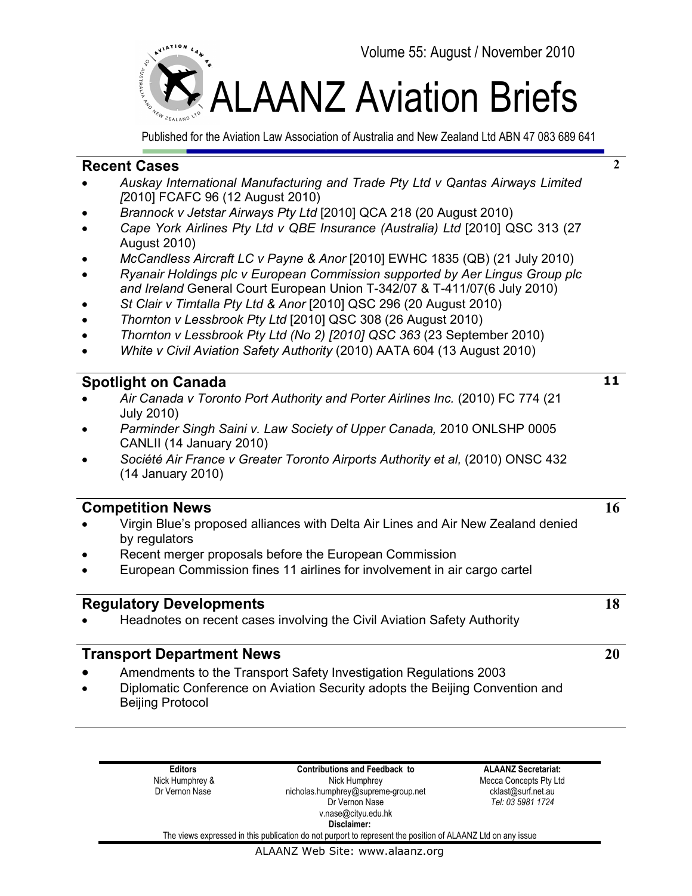Volume 55: August / November 2010

# ALAANZ Aviation Briefs

Published for the Aviation Law Association of Australia and New Zealand Ltd ABN 47 083 689 641

## Recent Cases — 2

- *Auskay International Manufacturing and Trade Pty Ltd v Qantas Airways Limited [*2010] FCAFC 96 (12 August 2010)
- *Brannock v Jetstar Airways Pty Ltd* [2010] QCA 218 (20 August 2010)
- *Cape York Airlines Pty Ltd v QBE Insurance (Australia) Ltd* [2010] QSC 313 (27 August 2010)
- *McCandless Aircraft LC v Payne & Anor* [2010] EWHC 1835 (QB) (21 July 2010)
- *Ryanair Holdings plc v European Commission supported by Aer Lingus Group plc and Ireland* General Court European Union T-342/07 & T-411/07(6 July 2010)
- *St Clair v Timtalla Pty Ltd & Anor* [2010] QSC 296 (20 August 2010)
- *Thornton v Lessbrook Pty Ltd* [2010] QSC 308 (26 August 2010)
- *Thornton v Lessbrook Pty Ltd (No 2) [2010] QSC 363* (23 September 2010)
- *White v Civil Aviation Safety Authority* (2010) AATA 604 (13 August 2010)

## Spotlight on Canada — 11

- *Air Canada v Toronto Port Authority and Porter Airlines Inc.* (2010) FC 774 (21 July 2010)
- *Parminder Singh Saini v. Law Society of Upper Canada,* 2010 ONLSHP 0005 CANLII (14 January 2010)
- *Société Air France v Greater Toronto Airports Authority et al,* (2010) ONSC 432 (14 January 2010)

## Competition News — 16

- Virgin Blue's proposed alliances with Delta Air Lines and Air New Zealand denied by regulators
- Recent merger proposals before the European Commission
- European Commission fines 11 airlines for involvement in air cargo cartel

## Regulatory Developments — 18

- Headnotes on recent cases involving the Civil Aviation Safety Authority

## Transport Department News — 20

- Amendments to the Transport Safety Investigation Regulations 2003
- Diplomatic Conference on Aviation Security adopts the Beijing Convention and Beijing Protocol

---

| Editors | Contributions and Feedback to | ALAANZ Secretariat: |
|---|---|---|
| Nick Humphrey & Dr Vernon Nase | Nick Humphrey<br>nicholas.humphrey@supreme-group.net<br>Dr Vernon Nase<br>v.nase@cityu.edu.hk | Mecca Concepts Pty Ltd<br>cklast@surf.net.au<br>*Tel: 03 5981 1724* |

**Disclaimer:**
The views expressed in this publication do not purport to represent the position of ALAANZ Ltd on any issue

ALAANZ Web Site: www.alaanz.org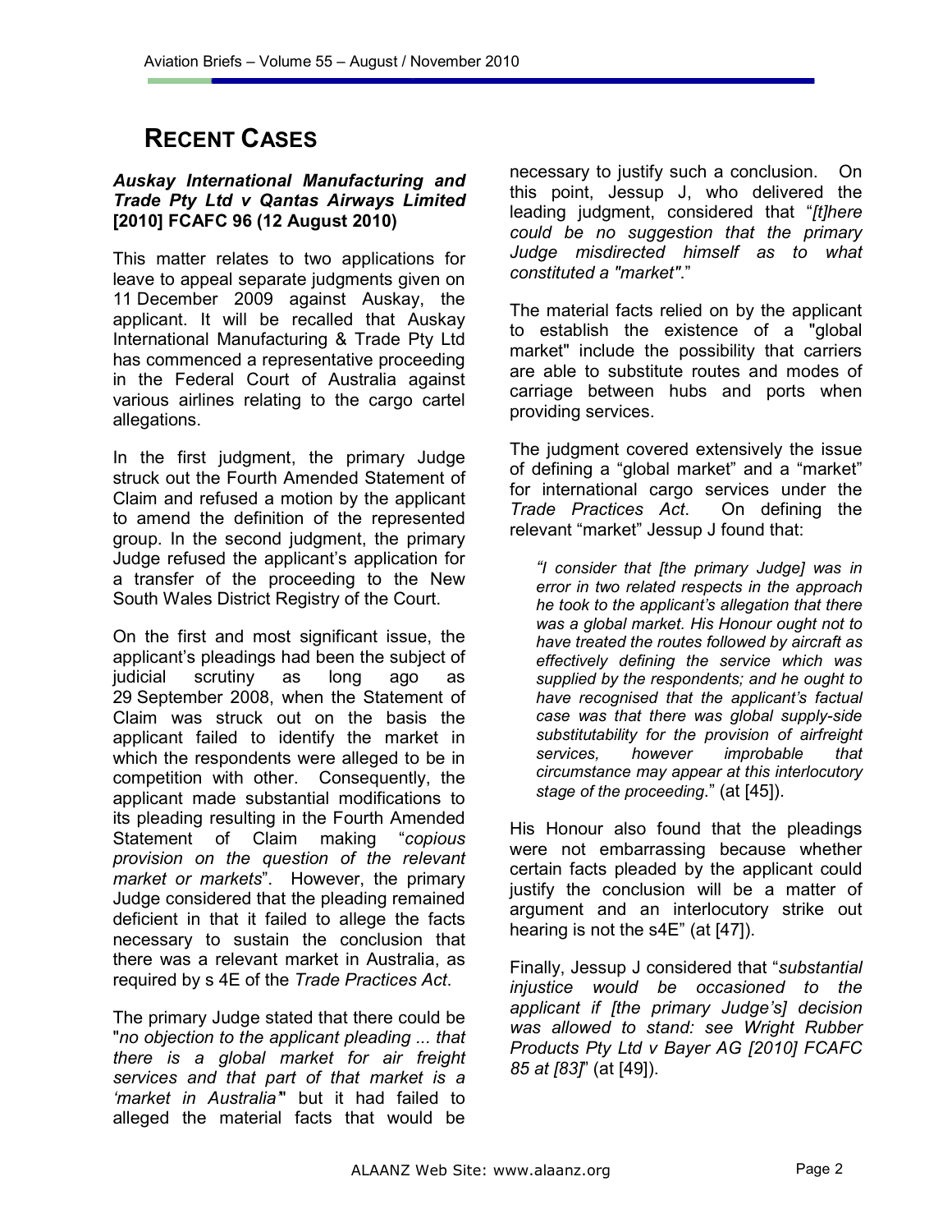# RECENT CASES

***Auskay International Manufacturing and Trade Pty Ltd v Qantas Airways Limited* [2010] FCAFC 96 (12 August 2010)**

This matter relates to two applications for leave to appeal separate judgments given on 11 December 2009 against Auskay, the applicant. It will be recalled that Auskay International Manufacturing & Trade Pty Ltd has commenced a representative proceeding in the Federal Court of Australia against various airlines relating to the cargo cartel allegations.

In the first judgment, the primary Judge struck out the Fourth Amended Statement of Claim and refused a motion by the applicant to amend the definition of the represented group. In the second judgment, the primary Judge refused the applicant's application for a transfer of the proceeding to the New South Wales District Registry of the Court.

On the first and most significant issue, the applicant's pleadings had been the subject of judicial scrutiny as long ago as 29 September 2008, when the Statement of Claim was struck out on the basis the applicant failed to identify the market in which the respondents were alleged to be in competition with other. Consequently, the applicant made substantial modifications to its pleading resulting in the Fourth Amended Statement of Claim making "*copious provision on the question of the relevant market or markets*". However, the primary Judge considered that the pleading remained deficient in that it failed to allege the facts necessary to sustain the conclusion that there was a relevant market in Australia, as required by s 4E of the *Trade Practices Act*.

The primary Judge stated that there could be "*no objection to the applicant pleading ... that there is a global market for air freight services and that part of that market is a 'market in Australia'*" but it had failed to alleged the material facts that would be necessary to justify such a conclusion. On this point, Jessup J, who delivered the leading judgment, considered that "*[t]here could be no suggestion that the primary Judge misdirected himself as to what constituted a "market"*."

The material facts relied on by the applicant to establish the existence of a "global market" include the possibility that carriers are able to substitute routes and modes of carriage between hubs and ports when providing services.

The judgment covered extensively the issue of defining a "global market" and a "market" for international cargo services under the *Trade Practices Act*. On defining the relevant "market" Jessup J found that:

> *"I consider that [the primary Judge] was in error in two related respects in the approach he took to the applicant's allegation that there was a global market. His Honour ought not to have treated the routes followed by aircraft as effectively defining the service which was supplied by the respondents; and he ought to have recognised that the applicant's factual case was that there was global supply-side substitutability for the provision of airfreight services, however improbable that circumstance may appear at this interlocutory stage of the proceeding*." (at [45]).

His Honour also found that the pleadings were not embarrassing because whether certain facts pleaded by the applicant could justify the conclusion will be a matter of argument and an interlocutory strike out hearing is not the s4E" (at [47]).

Finally, Jessup J considered that "*substantial injustice would be occasioned to the applicant if [the primary Judge's] decision was allowed to stand: see Wright Rubber Products Pty Ltd v Bayer AG [2010] FCAFC 85 at [83]*" (at [49]).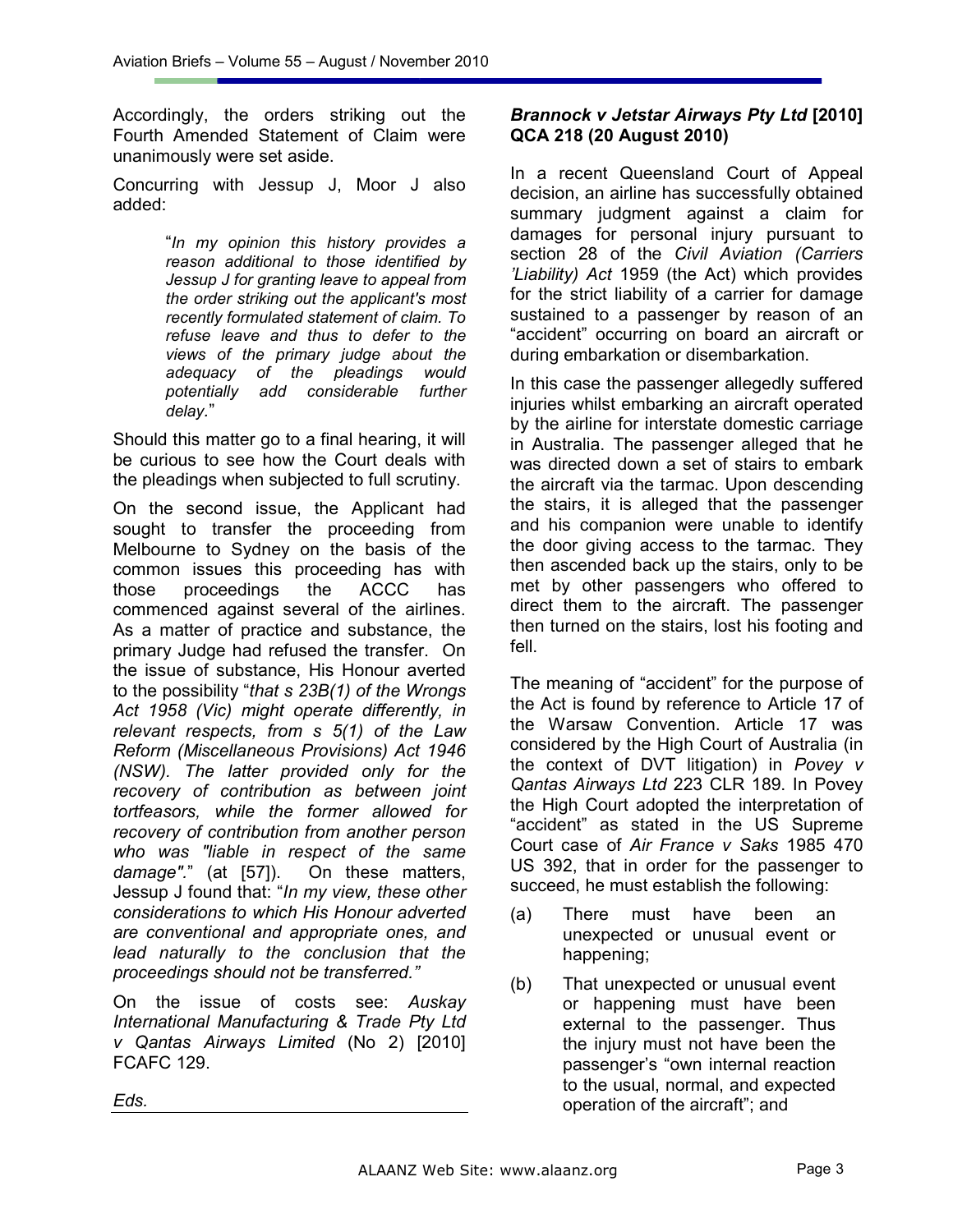Accordingly, the orders striking out the Fourth Amended Statement of Claim were unanimously were set aside.

Concurring with Jessup J, Moor J also added:

> "*In my opinion this history provides a reason additional to those identified by Jessup J for granting leave to appeal from the order striking out the applicant's most recently formulated statement of claim. To refuse leave and thus to defer to the views of the primary judge about the adequacy of the pleadings would potentially add considerable further delay.*"

Should this matter go to a final hearing, it will be curious to see how the Court deals with the pleadings when subjected to full scrutiny.

On the second issue, the Applicant had sought to transfer the proceeding from Melbourne to Sydney on the basis of the common issues this proceeding has with those proceedings the ACCC has commenced against several of the airlines. As a matter of practice and substance, the primary Judge had refused the transfer. On the issue of substance, His Honour averted to the possibility "*that s 23B(1) of the Wrongs Act 1958 (Vic) might operate differently, in relevant respects, from s 5(1) of the Law Reform (Miscellaneous Provisions) Act 1946 (NSW). The latter provided only for the recovery of contribution as between joint tortfeasors, while the former allowed for recovery of contribution from another person who was "liable in respect of the same damage".*" (at [57]). On these matters, Jessup J found that: "*In my view, these other considerations to which His Honour adverted are conventional and appropriate ones, and lead naturally to the conclusion that the proceedings should not be transferred.*"

On the issue of costs see: *Auskay International Manufacturing & Trade Pty Ltd v Qantas Airways Limited* (No 2) [2010] FCAFC 129.

*Eds.*

## *Brannock v Jetstar Airways Pty Ltd* [2010] QCA 218 (20 August 2010)

In a recent Queensland Court of Appeal decision, an airline has successfully obtained summary judgment against a claim for damages for personal injury pursuant to section 28 of the *Civil Aviation (Carriers 'Liability) Act* 1959 (the Act) which provides for the strict liability of a carrier for damage sustained to a passenger by reason of an "accident" occurring on board an aircraft or during embarkation or disembarkation.

In this case the passenger allegedly suffered injuries whilst embarking an aircraft operated by the airline for interstate domestic carriage in Australia. The passenger alleged that he was directed down a set of stairs to embark the aircraft via the tarmac. Upon descending the stairs, it is alleged that the passenger and his companion were unable to identify the door giving access to the tarmac. They then ascended back up the stairs, only to be met by other passengers who offered to direct them to the aircraft. The passenger then turned on the stairs, lost his footing and fell.

The meaning of "accident" for the purpose of the Act is found by reference to Article 17 of the Warsaw Convention. Article 17 was considered by the High Court of Australia (in the context of DVT litigation) in *Povey v Qantas Airways Ltd* 223 CLR 189. In Povey the High Court adopted the interpretation of "accident" as stated in the US Supreme Court case of *Air France v Saks* 1985 470 US 392, that in order for the passenger to succeed, he must establish the following:

(a) There must have been an unexpected or unusual event or happening;

(b) That unexpected or unusual event or happening must have been external to the passenger. Thus the injury must not have been the passenger's "own internal reaction to the usual, normal, and expected operation of the aircraft"; and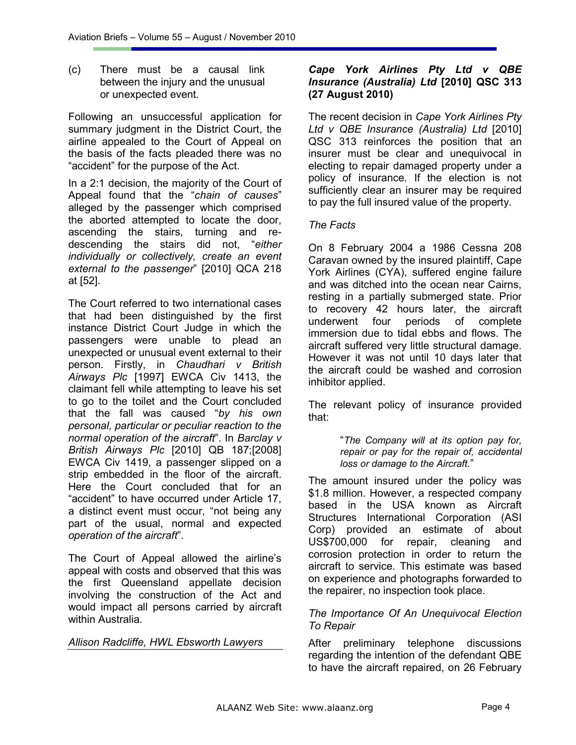(c) There must be a causal link between the injury and the unusual or unexpected event.

Following an unsuccessful application for summary judgment in the District Court, the airline appealed to the Court of Appeal on the basis of the facts pleaded there was no "accident" for the purpose of the Act.

In a 2:1 decision, the majority of the Court of Appeal found that the "*chain of causes*" alleged by the passenger which comprised the aborted attempted to locate the door, ascending the stairs, turning and re-descending the stairs did not, "*either individually or collectively, create an event external to the passenger*" [2010] QCA 218 at [52].

The Court referred to two international cases that had been distinguished by the first instance District Court Judge in which the passengers were unable to plead an unexpected or unusual event external to their person. Firstly, in *Chaudhari v British Airways Plc* [1997] EWCA Civ 1413, the claimant fell while attempting to leave his set to go to the toilet and the Court concluded that the fall was caused "*by his own personal, particular or peculiar reaction to the normal operation of the aircraft*". In *Barclay v British Airways Plc* [2010] QB 187;[2008] EWCA Civ 1419, a passenger slipped on a strip embedded in the floor of the aircraft. Here the Court concluded that for an "accident" to have occurred under Article 17, a distinct event must occur, "not being any part of the usual, normal and expected *operation of the aircraft*".

The Court of Appeal allowed the airline's appeal with costs and observed that this was the first Queensland appellate decision involving the construction of the Act and would impact all persons carried by aircraft within Australia.

*Allison Radcliffe, HWL Ebsworth Lawyers*

## ***Cape York Airlines Pty Ltd v QBE Insurance (Australia) Ltd* [2010] QSC 313 (27 August 2010)**

The recent decision in *Cape York Airlines Pty Ltd v QBE Insurance (Australia) Ltd* [2010] QSC 313 reinforces the position that an insurer must be clear and unequivocal in electing to repair damaged property under a policy of insurance. If the election is not sufficiently clear an insurer may be required to pay the full insured value of the property.

### *The Facts*

On 8 February 2004 a 1986 Cessna 208 Caravan owned by the insured plaintiff, Cape York Airlines (CYA), suffered engine failure and was ditched into the ocean near Cairns, resting in a partially submerged state. Prior to recovery 42 hours later, the aircraft underwent four periods of complete immersion due to tidal ebbs and flows. The aircraft suffered very little structural damage. However it was not until 10 days later that the aircraft could be washed and corrosion inhibitor applied.

The relevant policy of insurance provided that:

> "*The Company will at its option pay for, repair or pay for the repair of, accidental loss or damage to the Aircraft.*"

The amount insured under the policy was \$1.8 million. However, a respected company based in the USA known as Aircraft Structures International Corporation (ASI Corp) provided an estimate of about US\$700,000 for repair, cleaning and corrosion protection in order to return the aircraft to service. This estimate was based on experience and photographs forwarded to the repairer, no inspection took place.

### *The Importance Of An Unequivocal Election To Repair*

After preliminary telephone discussions regarding the intention of the defendant QBE to have the aircraft repaired, on 26 February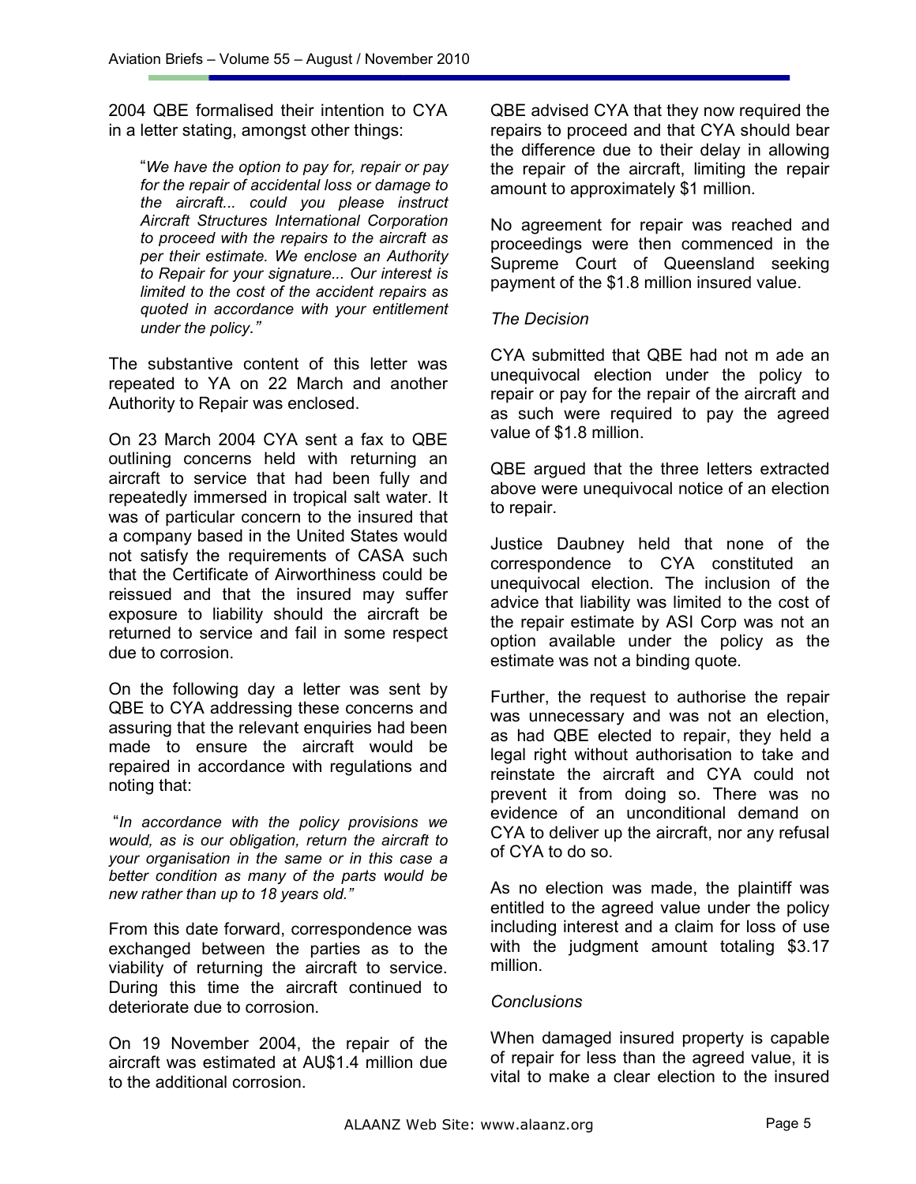2004 QBE formalised their intention to CYA in a letter stating, amongst other things:

> "*We have the option to pay for, repair or pay for the repair of accidental loss or damage to the aircraft... could you please instruct Aircraft Structures International Corporation to proceed with the repairs to the aircraft as per their estimate. We enclose an Authority to Repair for your signature... Our interest is limited to the cost of the accident repairs as quoted in accordance with your entitlement under the policy.*"

The substantive content of this letter was repeated to YA on 22 March and another Authority to Repair was enclosed.

On 23 March 2004 CYA sent a fax to QBE outlining concerns held with returning an aircraft to service that had been fully and repeatedly immersed in tropical salt water. It was of particular concern to the insured that a company based in the United States would not satisfy the requirements of CASA such that the Certificate of Airworthiness could be reissued and that the insured may suffer exposure to liability should the aircraft be returned to service and fail in some respect due to corrosion.

On the following day a letter was sent by QBE to CYA addressing these concerns and assuring that the relevant enquiries had been made to ensure the aircraft would be repaired in accordance with regulations and noting that:

> "*In accordance with the policy provisions we would, as is our obligation, return the aircraft to your organisation in the same or in this case a better condition as many of the parts would be new rather than up to 18 years old.*"

From this date forward, correspondence was exchanged between the parties as to the viability of returning the aircraft to service. During this time the aircraft continued to deteriorate due to corrosion.

On 19 November 2004, the repair of the aircraft was estimated at AU$1.4 million due to the additional corrosion.

QBE advised CYA that they now required the repairs to proceed and that CYA should bear the difference due to their delay in allowing the repair of the aircraft, limiting the repair amount to approximately $1 million.

No agreement for repair was reached and proceedings were then commenced in the Supreme Court of Queensland seeking payment of the $1.8 million insured value.

*The Decision*

CYA submitted that QBE had not m ade an unequivocal election under the policy to repair or pay for the repair of the aircraft and as such were required to pay the agreed value of $1.8 million.

QBE argued that the three letters extracted above were unequivocal notice of an election to repair.

Justice Daubney held that none of the correspondence to CYA constituted an unequivocal election. The inclusion of the advice that liability was limited to the cost of the repair estimate by ASI Corp was not an option available under the policy as the estimate was not a binding quote.

Further, the request to authorise the repair was unnecessary and was not an election, as had QBE elected to repair, they held a legal right without authorisation to take and reinstate the aircraft and CYA could not prevent it from doing so. There was no evidence of an unconditional demand on CYA to deliver up the aircraft, nor any refusal of CYA to do so.

As no election was made, the plaintiff was entitled to the agreed value under the policy including interest and a claim for loss of use with the judgment amount totaling $3.17 million.

*Conclusions*

When damaged insured property is capable of repair for less than the agreed value, it is vital to make a clear election to the insured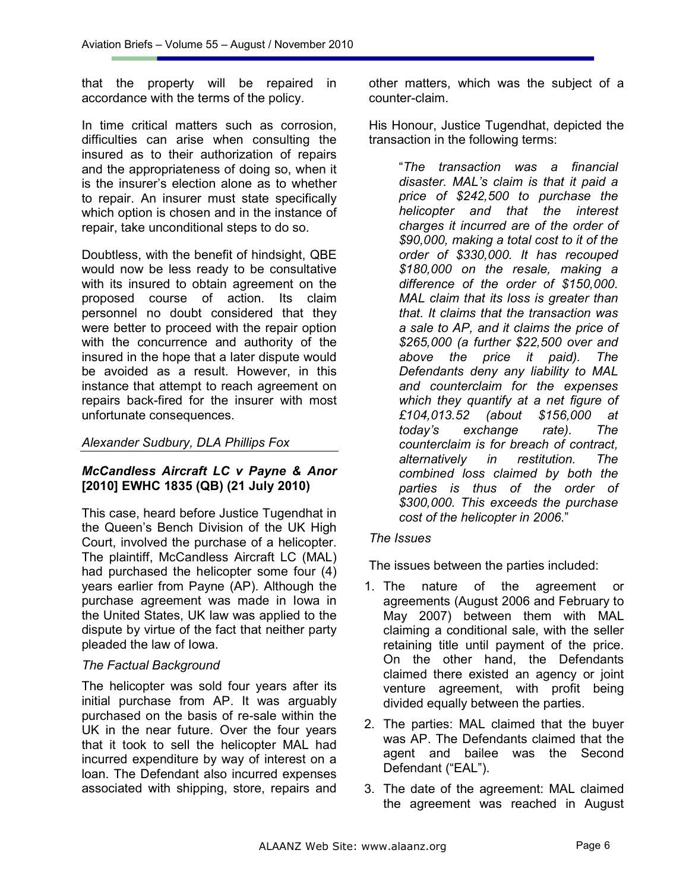that the property will be repaired in accordance with the terms of the policy.

In time critical matters such as corrosion, difficulties can arise when consulting the insured as to their authorization of repairs and the appropriateness of doing so, when it is the insurer's election alone as to whether to repair. An insurer must state specifically which option is chosen and in the instance of repair, take unconditional steps to do so.

Doubtless, with the benefit of hindsight, QBE would now be less ready to be consultative with its insured to obtain agreement on the proposed course of action. Its claim personnel no doubt considered that they were better to proceed with the repair option with the concurrence and authority of the insured in the hope that a later dispute would be avoided as a result. However, in this instance that attempt to reach agreement on repairs back-fired for the insurer with most unfortunate consequences.

*Alexander Sudbury, DLA Phillips Fox*

### *McCandless Aircraft LC v Payne & Anor* [2010] EWHC 1835 (QB) (21 July 2010)

This case, heard before Justice Tugendhat in the Queen's Bench Division of the UK High Court, involved the purchase of a helicopter. The plaintiff, McCandless Aircraft LC (MAL) had purchased the helicopter some four (4) years earlier from Payne (AP). Although the purchase agreement was made in Iowa in the United States, UK law was applied to the dispute by virtue of the fact that neither party pleaded the law of Iowa.

*The Factual Background*

The helicopter was sold four years after its initial purchase from AP. It was arguably purchased on the basis of re-sale within the UK in the near future. Over the four years that it took to sell the helicopter MAL had incurred expenditure by way of interest on a loan. The Defendant also incurred expenses associated with shipping, store, repairs and other matters, which was the subject of a counter-claim.

His Honour, Justice Tugendhat, depicted the transaction in the following terms:

> "*The transaction was a financial disaster. MAL's claim is that it paid a price of $242,500 to purchase the helicopter and that the interest charges it incurred are of the order of $90,000, making a total cost to it of the order of $330,000. It has recouped $180,000 on the resale, making a difference of the order of $150,000. MAL claim that its loss is greater than that. It claims that the transaction was a sale to AP, and it claims the price of $265,000 (a further $22,500 over and above the price it paid). The Defendants deny any liability to MAL and counterclaim for the expenses which they quantify at a net figure of £104,013.52 (about $156,000 at today's exchange rate). The counterclaim is for breach of contract, alternatively in restitution. The combined loss claimed by both the parties is thus of the order of $300,000. This exceeds the purchase cost of the helicopter in 2006.*"

*The Issues*

The issues between the parties included:

1. The nature of the agreement or agreements (August 2006 and February to May 2007) between them with MAL claiming a conditional sale, with the seller retaining title until payment of the price. On the other hand, the Defendants claimed there existed an agency or joint venture agreement, with profit being divided equally between the parties.
2. The parties: MAL claimed that the buyer was AP. The Defendants claimed that the agent and bailee was the Second Defendant ("EAL").
3. The date of the agreement: MAL claimed the agreement was reached in August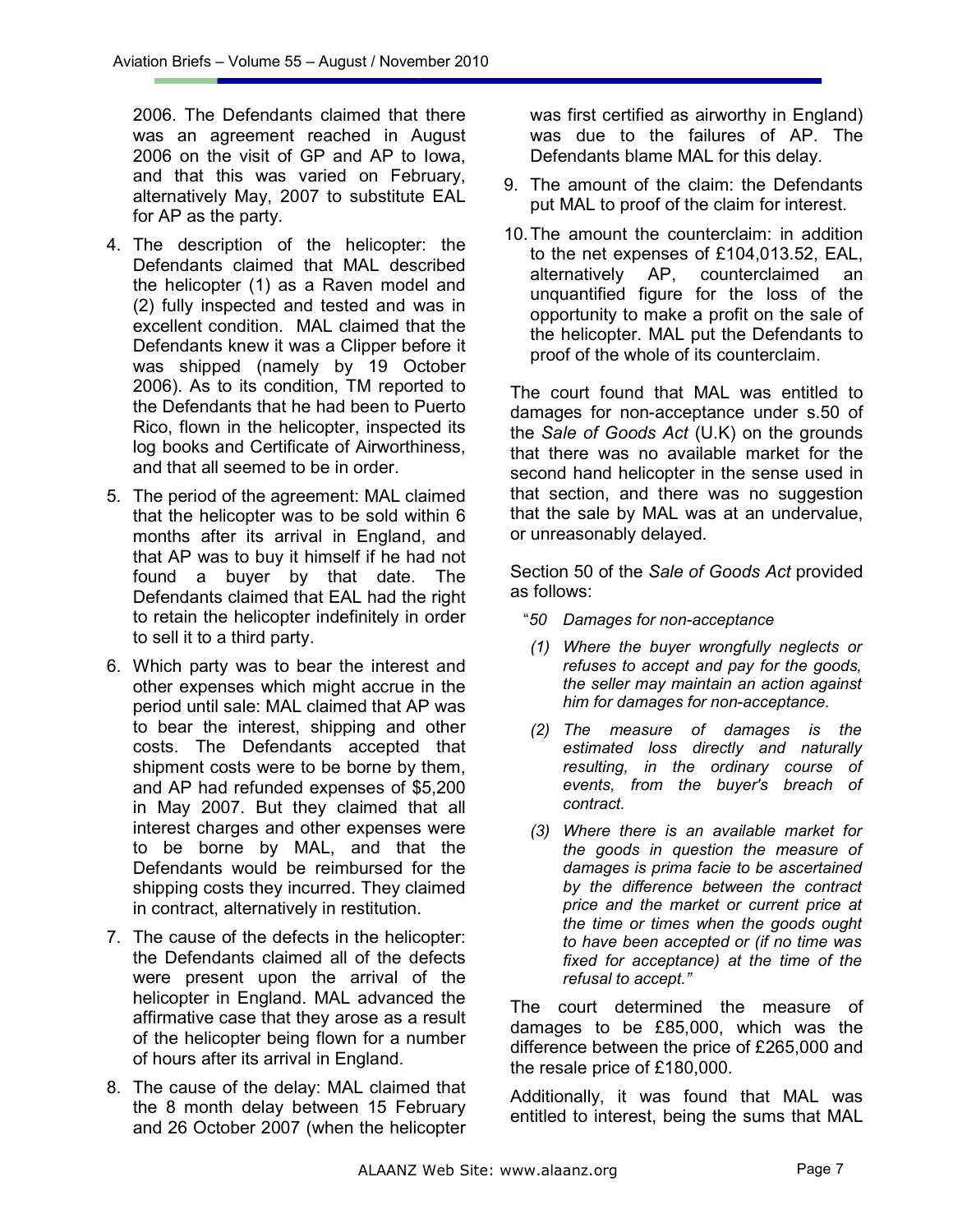2006. The Defendants claimed that there was an agreement reached in August 2006 on the visit of GP and AP to Iowa, and that this was varied on February, alternatively May, 2007 to substitute EAL for AP as the party.

4. The description of the helicopter: the Defendants claimed that MAL described the helicopter (1) as a Raven model and (2) fully inspected and tested and was in excellent condition. MAL claimed that the Defendants knew it was a Clipper before it was shipped (namely by 19 October 2006). As to its condition, TM reported to the Defendants that he had been to Puerto Rico, flown in the helicopter, inspected its log books and Certificate of Airworthiness, and that all seemed to be in order.
5. The period of the agreement: MAL claimed that the helicopter was to be sold within 6 months after its arrival in England, and that AP was to buy it himself if he had not found a buyer by that date. The Defendants claimed that EAL had the right to retain the helicopter indefinitely in order to sell it to a third party.
6. Which party was to bear the interest and other expenses which might accrue in the period until sale: MAL claimed that AP was to bear the interest, shipping and other costs. The Defendants accepted that shipment costs were to be borne by them, and AP had refunded expenses of $5,200 in May 2007. But they claimed that all interest charges and other expenses were to be borne by MAL, and that the Defendants would be reimbursed for the shipping costs they incurred. They claimed in contract, alternatively in restitution.
7. The cause of the defects in the helicopter: the Defendants claimed all of the defects were present upon the arrival of the helicopter in England. MAL advanced the affirmative case that they arose as a result of the helicopter being flown for a number of hours after its arrival in England.
8. The cause of the delay: MAL claimed that the 8 month delay between 15 February and 26 October 2007 (when the helicopter was first certified as airworthy in England) was due to the failures of AP. The Defendants blame MAL for this delay.
9. The amount of the claim: the Defendants put MAL to proof of the claim for interest.
10. The amount the counterclaim: in addition to the net expenses of £104,013.52, EAL, alternatively AP, counterclaimed an unquantified figure for the loss of the opportunity to make a profit on the sale of the helicopter. MAL put the Defendants to proof of the whole of its counterclaim.

The court found that MAL was entitled to damages for non-acceptance under s.50 of the *Sale of Goods Act* (U.K) on the grounds that there was no available market for the second hand helicopter in the sense used in that section, and there was no suggestion that the sale by MAL was at an undervalue, or unreasonably delayed.

Section 50 of the *Sale of Goods Act* provided as follows:

"*50 Damages for non-acceptance*

*(1) Where the buyer wrongfully neglects or refuses to accept and pay for the goods, the seller may maintain an action against him for damages for non-acceptance.*

*(2) The measure of damages is the estimated loss directly and naturally resulting, in the ordinary course of events, from the buyer's breach of contract.*

*(3) Where there is an available market for the goods in question the measure of damages is prima facie to be ascertained by the difference between the contract price and the market or current price at the time or times when the goods ought to have been accepted or (if no time was fixed for acceptance) at the time of the refusal to accept."*

The court determined the measure of damages to be £85,000, which was the difference between the price of £265,000 and the resale price of £180,000.

Additionally, it was found that MAL was entitled to interest, being the sums that MAL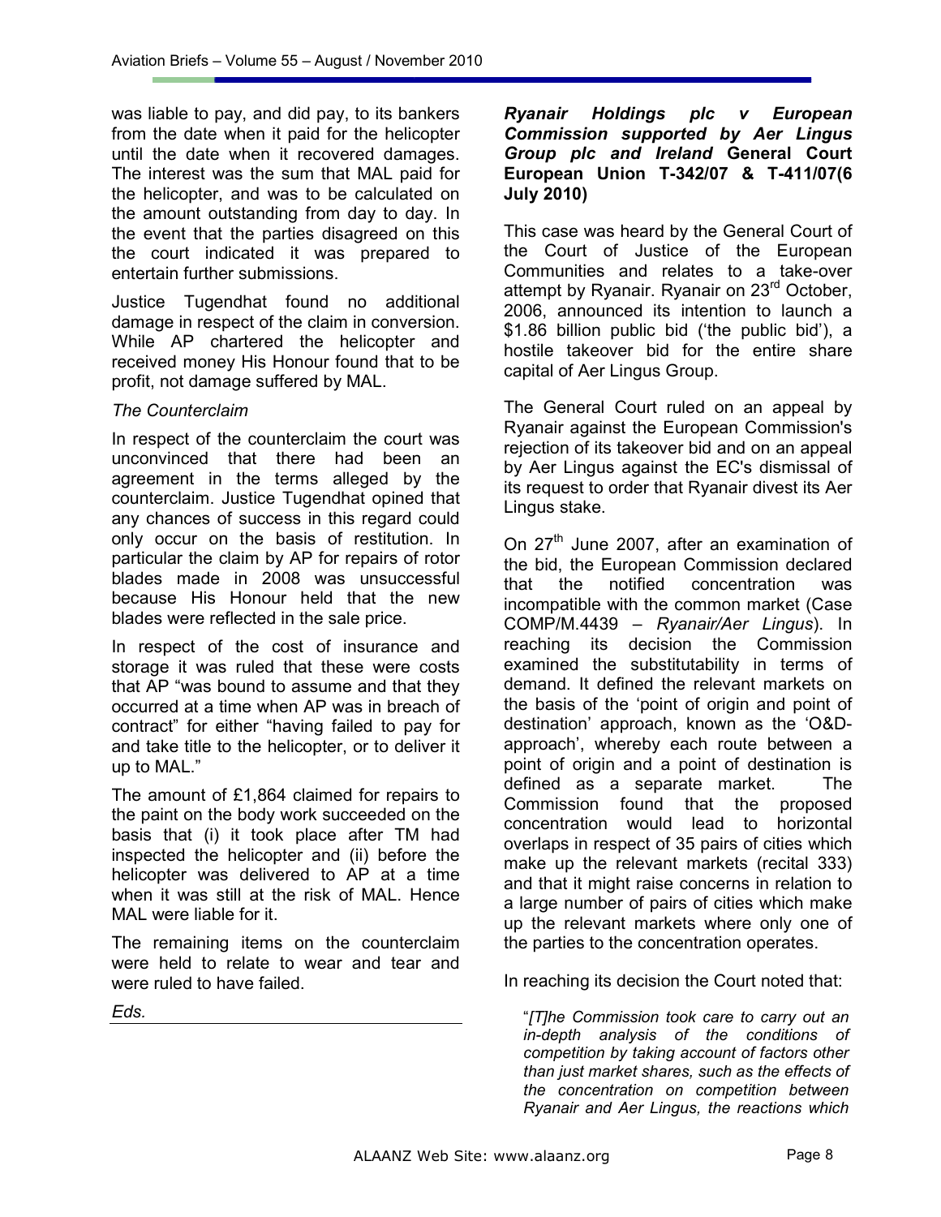was liable to pay, and did pay, to its bankers from the date when it paid for the helicopter until the date when it recovered damages. The interest was the sum that MAL paid for the helicopter, and was to be calculated on the amount outstanding from day to day. In the event that the parties disagreed on this the court indicated it was prepared to entertain further submissions.

Justice Tugendhat found no additional damage in respect of the claim in conversion. While AP chartered the helicopter and received money His Honour found that to be profit, not damage suffered by MAL.

*The Counterclaim*

In respect of the counterclaim the court was unconvinced that there had been an agreement in the terms alleged by the counterclaim. Justice Tugendhat opined that any chances of success in this regard could only occur on the basis of restitution. In particular the claim by AP for repairs of rotor blades made in 2008 was unsuccessful because His Honour held that the new blades were reflected in the sale price.

In respect of the cost of insurance and storage it was ruled that these were costs that AP "was bound to assume and that they occurred at a time when AP was in breach of contract" for either "having failed to pay for and take title to the helicopter, or to deliver it up to MAL."

The amount of £1,864 claimed for repairs to the paint on the body work succeeded on the basis that (i) it took place after TM had inspected the helicopter and (ii) before the helicopter was delivered to AP at a time when it was still at the risk of MAL. Hence MAL were liable for it.

The remaining items on the counterclaim were held to relate to wear and tear and were ruled to have failed.

*Eds.*

***Ryanair Holdings plc v European Commission supported by Aer Lingus Group plc and Ireland* General Court European Union T-342/07 & T-411/07(6 July 2010)**

This case was heard by the General Court of the Court of Justice of the European Communities and relates to a take-over attempt by Ryanair. Ryanair on 23rd October, 2006, announced its intention to launch a $1.86 billion public bid ('the public bid'), a hostile takeover bid for the entire share capital of Aer Lingus Group.

The General Court ruled on an appeal by Ryanair against the European Commission's rejection of its takeover bid and on an appeal by Aer Lingus against the EC's dismissal of its request to order that Ryanair divest its Aer Lingus stake.

On 27th June 2007, after an examination of the bid, the European Commission declared that the notified concentration was incompatible with the common market (Case COMP/M.4439 – *Ryanair/Aer Lingus*). In reaching its decision the Commission examined the substitutability in terms of demand. It defined the relevant markets on the basis of the 'point of origin and point of destination' approach, known as the 'O&D-approach', whereby each route between a point of origin and a point of destination is defined as a separate market. The Commission found that the proposed concentration would lead to horizontal overlaps in respect of 35 pairs of cities which make up the relevant markets (recital 333) and that it might raise concerns in relation to a large number of pairs of cities which make up the relevant markets where only one of the parties to the concentration operates.

In reaching its decision the Court noted that:

> "*[T]he Commission took care to carry out an in-depth analysis of the conditions of competition by taking account of factors other than just market shares, such as the effects of the concentration on competition between Ryanair and Aer Lingus, the reactions which*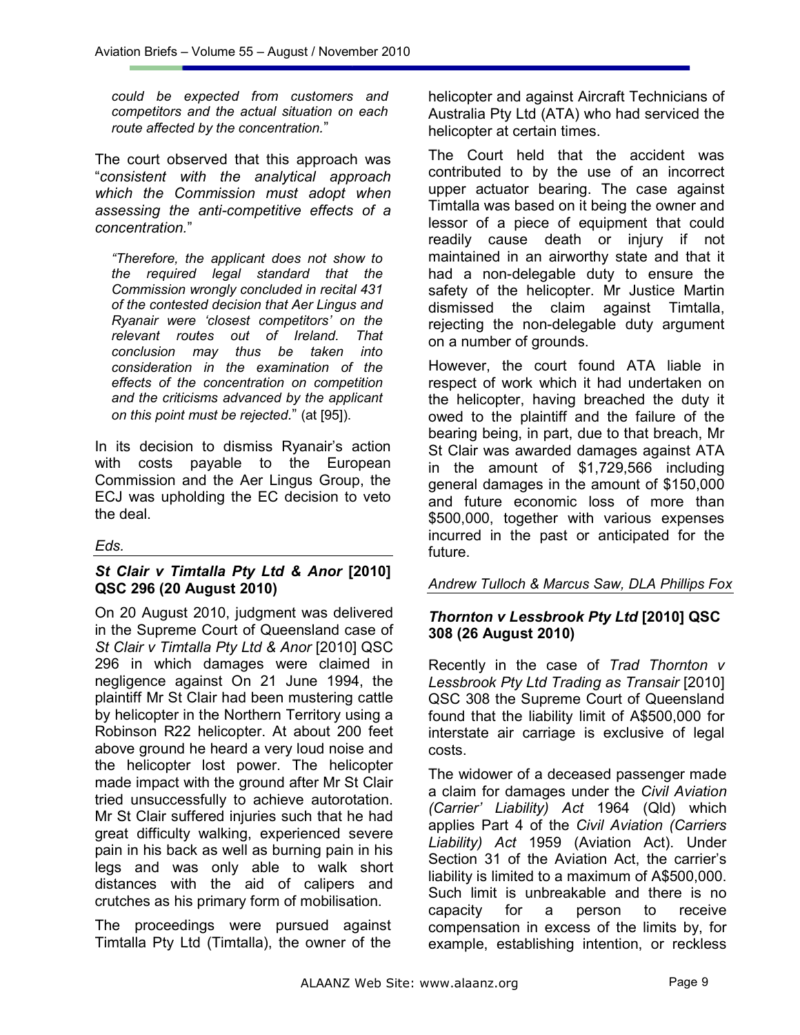*could be expected from customers and competitors and the actual situation on each route affected by the concentration.*"

The court observed that this approach was "*consistent with the analytical approach which the Commission must adopt when assessing the anti-competitive effects of a concentration.*"

> *"Therefore, the applicant does not show to the required legal standard that the Commission wrongly concluded in recital 431 of the contested decision that Aer Lingus and Ryanair were 'closest competitors' on the relevant routes out of Ireland. That conclusion may thus be taken into consideration in the examination of the effects of the concentration on competition and the criticisms advanced by the applicant on this point must be rejected.*" (at [95]).

In its decision to dismiss Ryanair's action with costs payable to the European Commission and the Aer Lingus Group, the ECJ was upholding the EC decision to veto the deal.

*Eds.*

### *St Clair v Timtalla Pty Ltd & Anor* [2010] QSC 296 (20 August 2010)

On 20 August 2010, judgment was delivered in the Supreme Court of Queensland case of *St Clair v Timtalla Pty Ltd & Anor* [2010] QSC 296 in which damages were claimed in negligence against On 21 June 1994, the plaintiff Mr St Clair had been mustering cattle by helicopter in the Northern Territory using a Robinson R22 helicopter. At about 200 feet above ground he heard a very loud noise and the helicopter lost power. The helicopter made impact with the ground after Mr St Clair tried unsuccessfully to achieve autorotation. Mr St Clair suffered injuries such that he had great difficulty walking, experienced severe pain in his back as well as burning pain in his legs and was only able to walk short distances with the aid of calipers and crutches as his primary form of mobilisation.

The proceedings were pursued against Timtalla Pty Ltd (Timtalla), the owner of the helicopter and against Aircraft Technicians of Australia Pty Ltd (ATA) who had serviced the helicopter at certain times.

The Court held that the accident was contributed to by the use of an incorrect upper actuator bearing. The case against Timtalla was based on it being the owner and lessor of a piece of equipment that could readily cause death or injury if not maintained in an airworthy state and that it had a non-delegable duty to ensure the safety of the helicopter. Mr Justice Martin dismissed the claim against Timtalla, rejecting the non-delegable duty argument on a number of grounds.

However, the court found ATA liable in respect of work which it had undertaken on the helicopter, having breached the duty it owed to the plaintiff and the failure of the bearing being, in part, due to that breach, Mr St Clair was awarded damages against ATA in the amount of $1,729,566 including general damages in the amount of $150,000 and future economic loss of more than $500,000, together with various expenses incurred in the past or anticipated for the future.

*Andrew Tulloch & Marcus Saw, DLA Phillips Fox*

### *Thornton v Lessbrook Pty Ltd* [2010] QSC 308 (26 August 2010)

Recently in the case of *Trad Thornton v Lessbrook Pty Ltd Trading as Transair* [2010] QSC 308 the Supreme Court of Queensland found that the liability limit of A$500,000 for interstate air carriage is exclusive of legal costs.

The widower of a deceased passenger made a claim for damages under the *Civil Aviation (Carrier' Liability) Act* 1964 (Qld) which applies Part 4 of the *Civil Aviation (Carriers Liability) Act* 1959 (Aviation Act). Under Section 31 of the Aviation Act, the carrier's liability is limited to a maximum of A$500,000. Such limit is unbreakable and there is no capacity for a person to receive compensation in excess of the limits by, for example, establishing intention, or reckless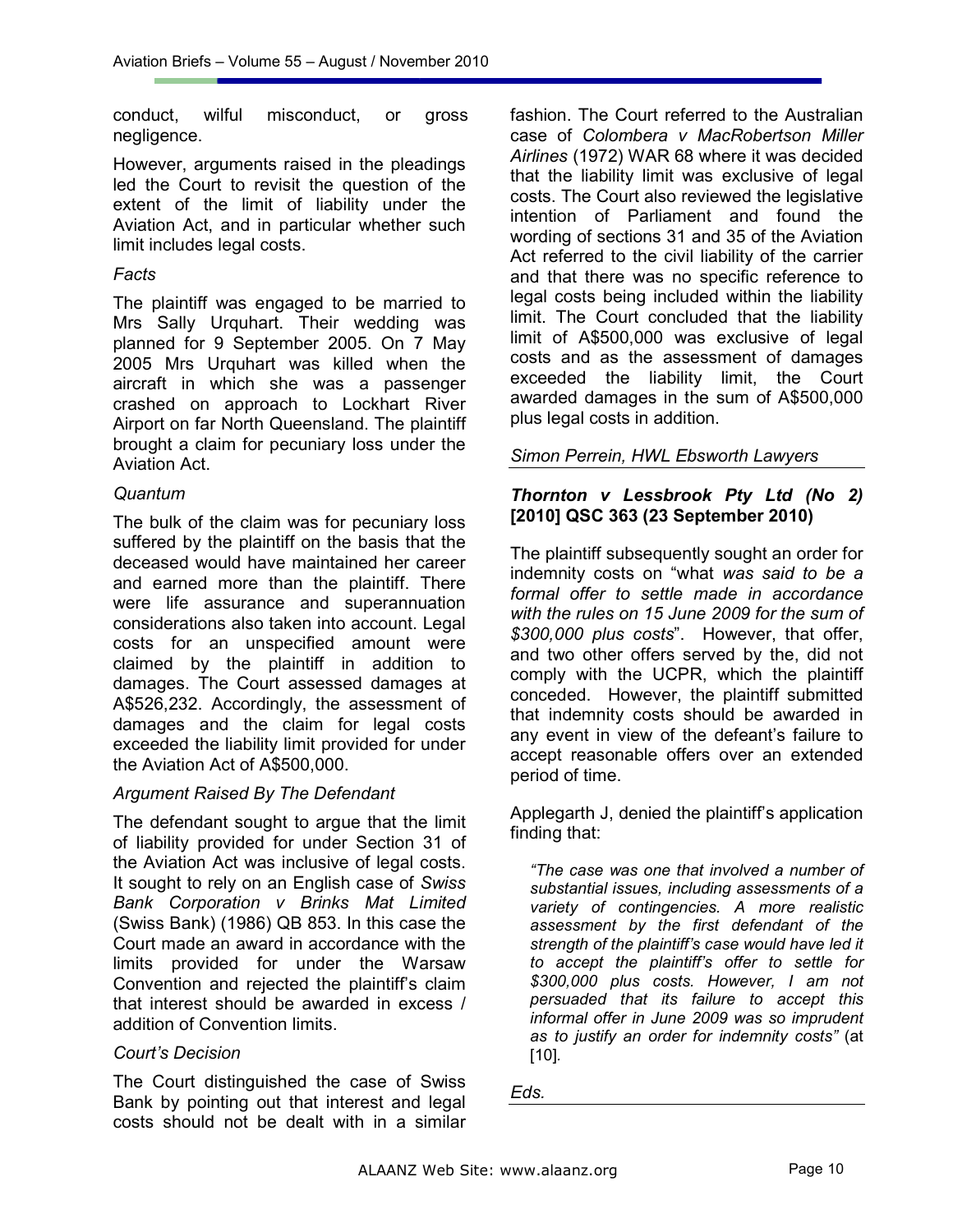conduct, wilful misconduct, or gross negligence.

However, arguments raised in the pleadings led the Court to revisit the question of the extent of the limit of liability under the Aviation Act, and in particular whether such limit includes legal costs.

*Facts*

The plaintiff was engaged to be married to Mrs Sally Urquhart. Their wedding was planned for 9 September 2005. On 7 May 2005 Mrs Urquhart was killed when the aircraft in which she was a passenger crashed on approach to Lockhart River Airport on far North Queensland. The plaintiff brought a claim for pecuniary loss under the Aviation Act.

*Quantum*

The bulk of the claim was for pecuniary loss suffered by the plaintiff on the basis that the deceased would have maintained her career and earned more than the plaintiff. There were life assurance and superannuation considerations also taken into account. Legal costs for an unspecified amount were claimed by the plaintiff in addition to damages. The Court assessed damages at A$526,232. Accordingly, the assessment of damages and the claim for legal costs exceeded the liability limit provided for under the Aviation Act of A$500,000.

*Argument Raised By The Defendant*

The defendant sought to argue that the limit of liability provided for under Section 31 of the Aviation Act was inclusive of legal costs. It sought to rely on an English case of *Swiss Bank Corporation v Brinks Mat Limited* (Swiss Bank) (1986) QB 853. In this case the Court made an award in accordance with the limits provided for under the Warsaw Convention and rejected the plaintiff's claim that interest should be awarded in excess / addition of Convention limits.

*Court's Decision*

The Court distinguished the case of Swiss Bank by pointing out that interest and legal costs should not be dealt with in a similar fashion. The Court referred to the Australian case of *Colombera v MacRobertson Miller Airlines* (1972) WAR 68 where it was decided that the liability limit was exclusive of legal costs. The Court also reviewed the legislative intention of Parliament and found the wording of sections 31 and 35 of the Aviation Act referred to the civil liability of the carrier and that there was no specific reference to legal costs being included within the liability limit. The Court concluded that the liability limit of A$500,000 was exclusive of legal costs and as the assessment of damages exceeded the liability limit, the Court awarded damages in the sum of A$500,000 plus legal costs in addition.

*Simon Perrein, HWL Ebsworth Lawyers*

### *Thornton v Lessbrook Pty Ltd (No 2)* [2010] QSC 363 (23 September 2010)

The plaintiff subsequently sought an order for indemnity costs on "what *was said to be a formal offer to settle made in accordance with the rules on 15 June 2009 for the sum of $300,000 plus costs*". However, that offer, and two other offers served by the, did not comply with the UCPR, which the plaintiff conceded. However, the plaintiff submitted that indemnity costs should be awarded in any event in view of the defeant's failure to accept reasonable offers over an extended period of time.

Applegarth J, denied the plaintiff's application finding that:

> *"The case was one that involved a number of substantial issues, including assessments of a variety of contingencies. A more realistic assessment by the first defendant of the strength of the plaintiff's case would have led it to accept the plaintiff's offer to settle for $300,000 plus costs. However, I am not persuaded that its failure to accept this informal offer in June 2009 was so imprudent as to justify an order for indemnity costs"* (at [10].

*Eds.*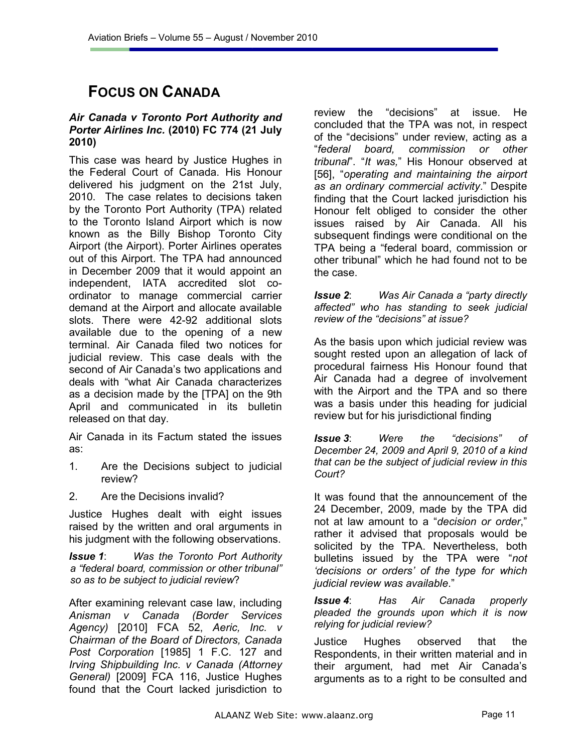# FOCUS ON CANADA

***Air Canada v Toronto Port Authority and Porter Airlines Inc.* (2010) FC 774 (21 July 2010)**

This case was heard by Justice Hughes in the Federal Court of Canada. His Honour delivered his judgment on the 21st July, 2010. The case relates to decisions taken by the Toronto Port Authority (TPA) related to the Toronto Island Airport which is now known as the Billy Bishop Toronto City Airport (the Airport). Porter Airlines operates out of this Airport. The TPA had announced in December 2009 that it would appoint an independent, IATA accredited slot co-ordinator to manage commercial carrier demand at the Airport and allocate available slots. There were 42-92 additional slots available due to the opening of a new terminal. Air Canada filed two notices for judicial review. This case deals with the second of Air Canada's two applications and deals with "what Air Canada characterizes as a decision made by the [TPA] on the 9th April and communicated in its bulletin released on that day.

Air Canada in its Factum stated the issues as:

1. Are the Decisions subject to judicial review?
2. Are the Decisions invalid?

Justice Hughes dealt with eight issues raised by the written and oral arguments in his judgment with the following observations.

***Issue 1***: *Was the Toronto Port Authority a "federal board, commission or other tribunal" so as to be subject to judicial review*?

After examining relevant case law, including *Anisman v Canada (Border Services Agency)* [2010] FCA 52, *Aeric, Inc. v Chairman of the Board of Directors, Canada Post Corporation* [1985] 1 F.C. 127 and *Irving Shipbuilding Inc. v Canada (Attorney General)* [2009] FCA 116, Justice Hughes found that the Court lacked jurisdiction to review the "decisions" at issue. He concluded that the TPA was not, in respect of the "decisions" under review, acting as a "*federal board, commission or other tribunal*". "*It was,*" His Honour observed at [56], "*operating and maintaining the airport as an ordinary commercial activity*." Despite finding that the Court lacked jurisdiction his Honour felt obliged to consider the other issues raised by Air Canada. All his subsequent findings were conditional on the TPA being a "federal board, commission or other tribunal" which he had found not to be the case.

***Issue 2***: *Was Air Canada a "party directly affected" who has standing to seek judicial review of the "decisions" at issue?*

As the basis upon which judicial review was sought rested upon an allegation of lack of procedural fairness His Honour found that Air Canada had a degree of involvement with the Airport and the TPA and so there was a basis under this heading for judicial review but for his jurisdictional finding

***Issue 3***: *Were the "decisions" of December 24, 2009 and April 9, 2010 of a kind that can be the subject of judicial review in this Court?*

It was found that the announcement of the 24 December, 2009, made by the TPA did not at law amount to a "*decision or order*," rather it advised that proposals would be solicited by the TPA. Nevertheless, both bulletins issued by the TPA were "*not 'decisions or orders' of the type for which judicial review was available.*"

***Issue 4***: *Has Air Canada properly pleaded the grounds upon which it is now relying for judicial review?*

Justice Hughes observed that the Respondents, in their written material and in their argument, had met Air Canada's arguments as to a right to be consulted and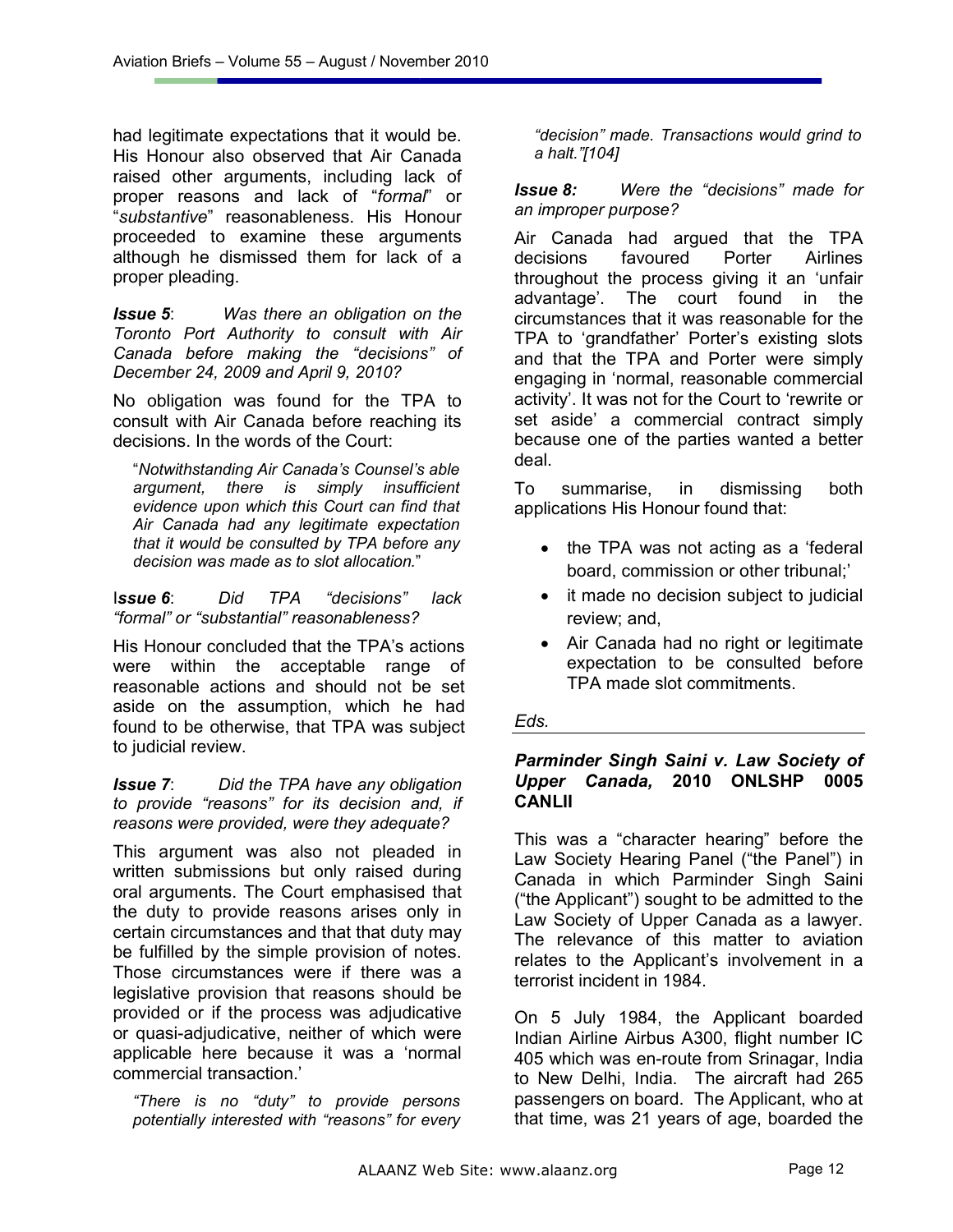had legitimate expectations that it would be. His Honour also observed that Air Canada raised other arguments, including lack of proper reasons and lack of "*formal*" or "*substantive*" reasonableness. His Honour proceeded to examine these arguments although he dismissed them for lack of a proper pleading.

***Issue 5***: *Was there an obligation on the Toronto Port Authority to consult with Air Canada before making the "decisions" of December 24, 2009 and April 9, 2010?*

No obligation was found for the TPA to consult with Air Canada before reaching its decisions. In the words of the Court:

> "*Notwithstanding Air Canada's Counsel's able argument, there is simply insufficient evidence upon which this Court can find that Air Canada had any legitimate expectation that it would be consulted by TPA before any decision was made as to slot allocation.*"

I***ssue 6***: *Did TPA "decisions" lack "formal" or "substantial" reasonableness?*

His Honour concluded that the TPA's actions were within the acceptable range of reasonable actions and should not be set aside on the assumption, which he had found to be otherwise, that TPA was subject to judicial review.

***Issue 7***: *Did the TPA have any obligation to provide "reasons" for its decision and, if reasons were provided, were they adequate?*

This argument was also not pleaded in written submissions but only raised during oral arguments. The Court emphasised that the duty to provide reasons arises only in certain circumstances and that that duty may be fulfilled by the simple provision of notes. Those circumstances were if there was a legislative provision that reasons should be provided or if the process was adjudicative or quasi-adjudicative, neither of which were applicable here because it was a 'normal commercial transaction.'

> *"There is no "duty" to provide persons potentially interested with "reasons" for every "decision" made. Transactions would grind to a halt."[104]*

***Issue 8:*** *Were the "decisions" made for an improper purpose?*

Air Canada had argued that the TPA decisions favoured Porter Airlines throughout the process giving it an 'unfair advantage'. The court found in the circumstances that it was reasonable for the TPA to 'grandfather' Porter's existing slots and that the TPA and Porter were simply engaging in 'normal, reasonable commercial activity'. It was not for the Court to 'rewrite or set aside' a commercial contract simply because one of the parties wanted a better deal.

To summarise, in dismissing both applications His Honour found that:

- the TPA was not acting as a 'federal board, commission or other tribunal;'
- it made no decision subject to judicial review; and,
- Air Canada had no right or legitimate expectation to be consulted before TPA made slot commitments.

*Eds.*

### ***Parminder Singh Saini v. Law Society of Upper Canada,* 2010 ONLSHP 0005 CANLII**

This was a "character hearing" before the Law Society Hearing Panel ("the Panel") in Canada in which Parminder Singh Saini ("the Applicant") sought to be admitted to the Law Society of Upper Canada as a lawyer. The relevance of this matter to aviation relates to the Applicant's involvement in a terrorist incident in 1984.

On 5 July 1984, the Applicant boarded Indian Airline Airbus A300, flight number IC 405 which was en-route from Srinagar, India to New Delhi, India. The aircraft had 265 passengers on board. The Applicant, who at that time, was 21 years of age, boarded the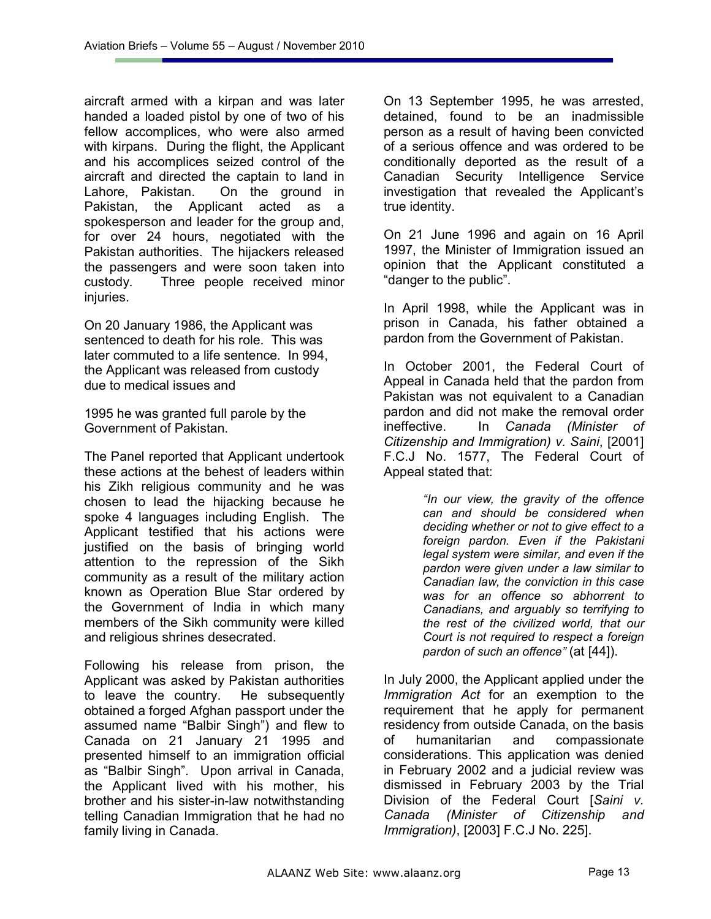aircraft armed with a kirpan and was later handed a loaded pistol by one of two of his fellow accomplices, who were also armed with kirpans. During the flight, the Applicant and his accomplices seized control of the aircraft and directed the captain to land in Lahore, Pakistan. On the ground in Pakistan, the Applicant acted as a spokesperson and leader for the group and, for over 24 hours, negotiated with the Pakistan authorities. The hijackers released the passengers and were soon taken into custody. Three people received minor injuries.

On 20 January 1986, the Applicant was sentenced to death for his role. This was later commuted to a life sentence. In 994, the Applicant was released from custody due to medical issues and

1995 he was granted full parole by the Government of Pakistan.

The Panel reported that Applicant undertook these actions at the behest of leaders within his Zikh religious community and he was chosen to lead the hijacking because he spoke 4 languages including English. The Applicant testified that his actions were justified on the basis of bringing world attention to the repression of the Sikh community as a result of the military action known as Operation Blue Star ordered by the Government of India in which many members of the Sikh community were killed and religious shrines desecrated.

Following his release from prison, the Applicant was asked by Pakistan authorities to leave the country. He subsequently obtained a forged Afghan passport under the assumed name "Balbir Singh") and flew to Canada on 21 January 21 1995 and presented himself to an immigration official as "Balbir Singh". Upon arrival in Canada, the Applicant lived with his mother, his brother and his sister-in-law notwithstanding telling Canadian Immigration that he had no family living in Canada.

On 13 September 1995, he was arrested, detained, found to be an inadmissible person as a result of having been convicted of a serious offence and was ordered to be conditionally deported as the result of a Canadian Security Intelligence Service investigation that revealed the Applicant's true identity.

On 21 June 1996 and again on 16 April 1997, the Minister of Immigration issued an opinion that the Applicant constituted a "danger to the public".

In April 1998, while the Applicant was in prison in Canada, his father obtained a pardon from the Government of Pakistan.

In October 2001, the Federal Court of Appeal in Canada held that the pardon from Pakistan was not equivalent to a Canadian pardon and did not make the removal order ineffective. In *Canada (Minister of Citizenship and Immigration) v. Saini*, [2001] F.C.J No. 1577, The Federal Court of Appeal stated that:

> *"In our view, the gravity of the offence can and should be considered when deciding whether or not to give effect to a foreign pardon. Even if the Pakistani legal system were similar, and even if the pardon were given under a law similar to Canadian law, the conviction in this case was for an offence so abhorrent to Canadians, and arguably so terrifying to the rest of the civilized world, that our Court is not required to respect a foreign pardon of such an offence"* (at [44]).

In July 2000, the Applicant applied under the *Immigration Act* for an exemption to the requirement that he apply for permanent residency from outside Canada, on the basis of humanitarian and compassionate considerations. This application was denied in February 2002 and a judicial review was dismissed in February 2003 by the Trial Division of the Federal Court [*Saini v. Canada (Minister of Citizenship and Immigration)*, [2003] F.C.J No. 225].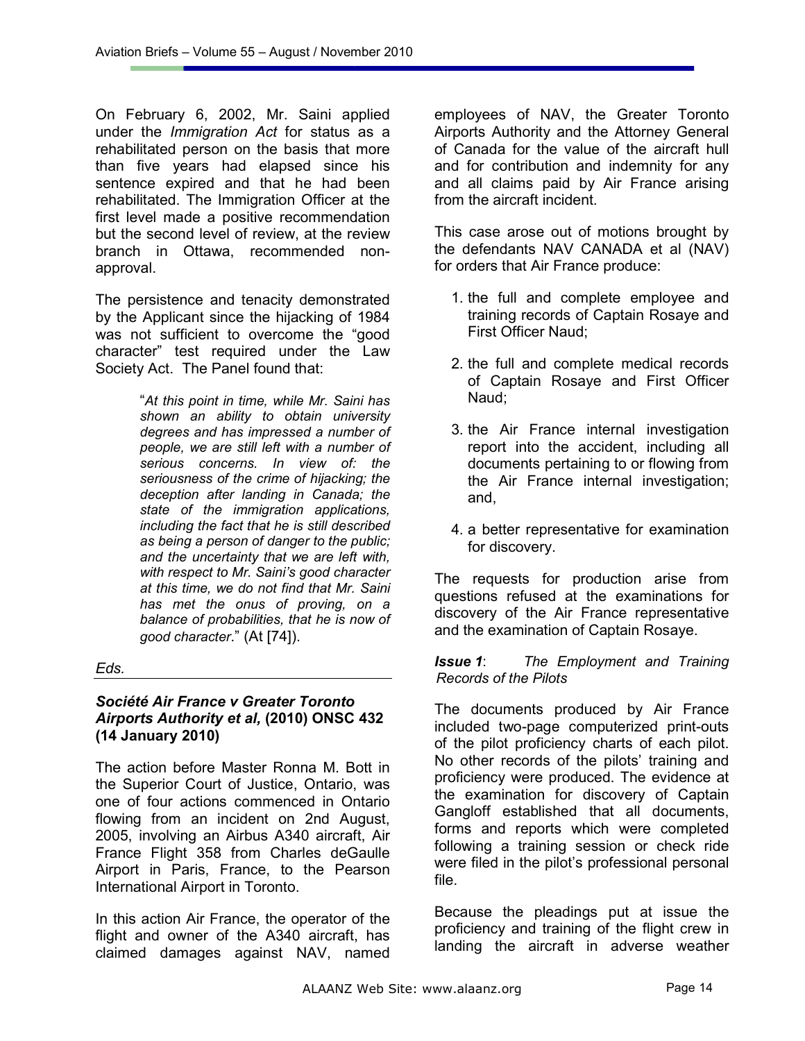On February 6, 2002, Mr. Saini applied under the *Immigration Act* for status as a rehabilitated person on the basis that more than five years had elapsed since his sentence expired and that he had been rehabilitated. The Immigration Officer at the first level made a positive recommendation but the second level of review, at the review branch in Ottawa, recommended non-approval.

The persistence and tenacity demonstrated by the Applicant since the hijacking of 1984 was not sufficient to overcome the "good character" test required under the Law Society Act. The Panel found that:

> "*At this point in time, while Mr. Saini has shown an ability to obtain university degrees and has impressed a number of people, we are still left with a number of serious concerns. In view of: the seriousness of the crime of hijacking; the deception after landing in Canada; the state of the immigration applications, including the fact that he is still described as being a person of danger to the public; and the uncertainty that we are left with, with respect to Mr. Saini's good character at this time, we do not find that Mr. Saini has met the onus of proving, on a balance of probabilities, that he is now of good character.*" (At [74]).

*Eds.*

---

### *Société Air France v Greater Toronto Airports Authority et al,* (2010) ONSC 432 (14 January 2010)

The action before Master Ronna M. Bott in the Superior Court of Justice, Ontario, was one of four actions commenced in Ontario flowing from an incident on 2nd August, 2005, involving an Airbus A340 aircraft, Air France Flight 358 from Charles deGaulle Airport in Paris, France, to the Pearson International Airport in Toronto.

In this action Air France, the operator of the flight and owner of the A340 aircraft, has claimed damages against NAV, named employees of NAV, the Greater Toronto Airports Authority and the Attorney General of Canada for the value of the aircraft hull and for contribution and indemnity for any and all claims paid by Air France arising from the aircraft incident.

This case arose out of motions brought by the defendants NAV CANADA et al (NAV) for orders that Air France produce:

1. the full and complete employee and training records of Captain Rosaye and First Officer Naud;
2. the full and complete medical records of Captain Rosaye and First Officer Naud;
3. the Air France internal investigation report into the accident, including all documents pertaining to or flowing from the Air France internal investigation; and,
4. a better representative for examination for discovery.

The requests for production arise from questions refused at the examinations for discovery of the Air France representative and the examination of Captain Rosaye.

***Issue 1***: *The Employment and Training Records of the Pilots*

The documents produced by Air France included two-page computerized print-outs of the pilot proficiency charts of each pilot. No other records of the pilots' training and proficiency were produced. The evidence at the examination for discovery of Captain Gangloff established that all documents, forms and reports which were completed following a training session or check ride were filed in the pilot's professional personal file.

Because the pleadings put at issue the proficiency and training of the flight crew in landing the aircraft in adverse weather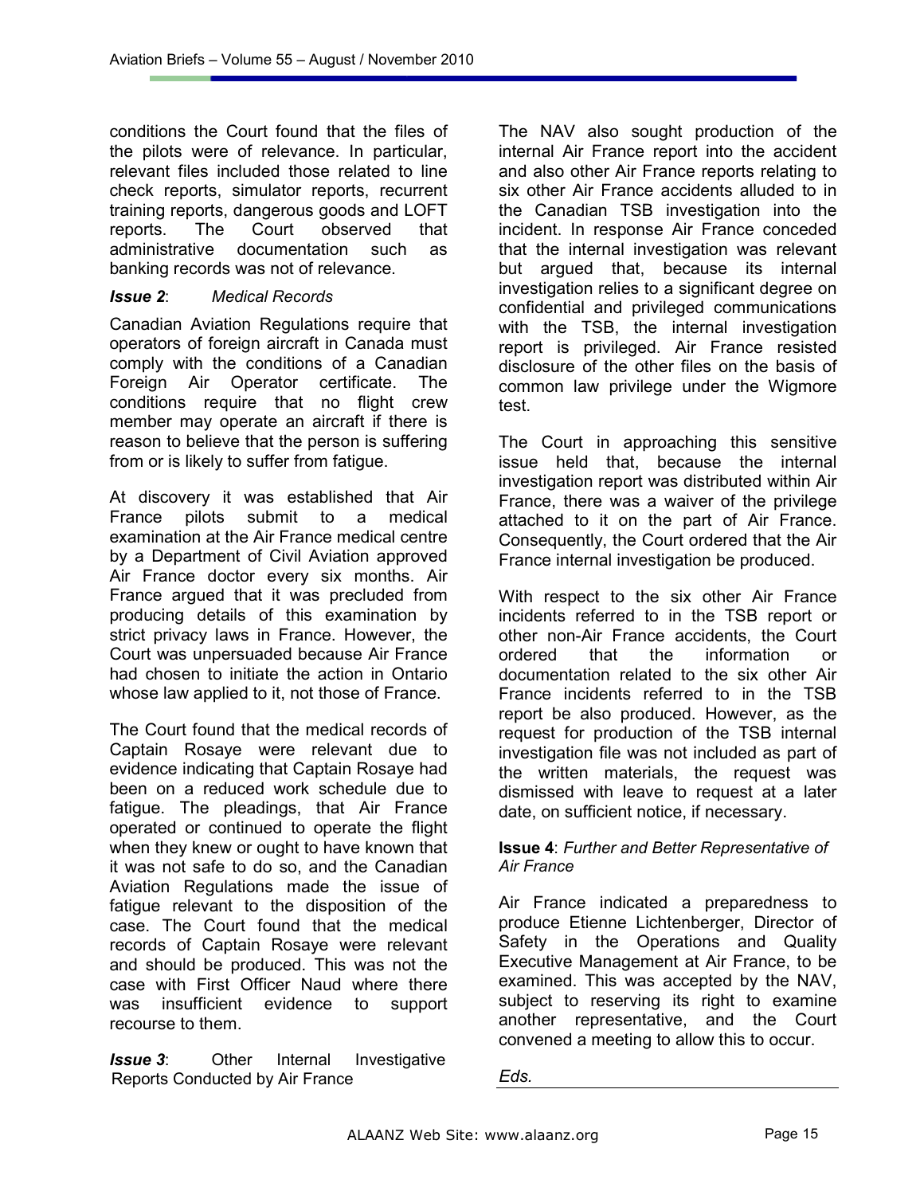conditions the Court found that the files of the pilots were of relevance. In particular, relevant files included those related to line check reports, simulator reports, recurrent training reports, dangerous goods and LOFT reports. The Court observed that administrative documentation such as banking records was not of relevance.

***Issue 2***: *Medical Records*

Canadian Aviation Regulations require that operators of foreign aircraft in Canada must comply with the conditions of a Canadian Foreign Air Operator certificate. The conditions require that no flight crew member may operate an aircraft if there is reason to believe that the person is suffering from or is likely to suffer from fatigue.

At discovery it was established that Air France pilots submit to a medical examination at the Air France medical centre by a Department of Civil Aviation approved Air France doctor every six months. Air France argued that it was precluded from producing details of this examination by strict privacy laws in France. However, the Court was unpersuaded because Air France had chosen to initiate the action in Ontario whose law applied to it, not those of France.

The Court found that the medical records of Captain Rosaye were relevant due to evidence indicating that Captain Rosaye had been on a reduced work schedule due to fatigue. The pleadings, that Air France operated or continued to operate the flight when they knew or ought to have known that it was not safe to do so, and the Canadian Aviation Regulations made the issue of fatigue relevant to the disposition of the case. The Court found that the medical records of Captain Rosaye were relevant and should be produced. This was not the case with First Officer Naud where there was insufficient evidence to support recourse to them.

***Issue 3***: Other Internal Investigative Reports Conducted by Air France

The NAV also sought production of the internal Air France report into the accident and also other Air France reports relating to six other Air France accidents alluded to in the Canadian TSB investigation into the incident. In response Air France conceded that the internal investigation was relevant but argued that, because its internal investigation relies to a significant degree on confidential and privileged communications with the TSB, the internal investigation report is privileged. Air France resisted disclosure of the other files on the basis of common law privilege under the Wigmore test.

The Court in approaching this sensitive issue held that, because the internal investigation report was distributed within Air France, there was a waiver of the privilege attached to it on the part of Air France. Consequently, the Court ordered that the Air France internal investigation be produced.

With respect to the six other Air France incidents referred to in the TSB report or other non-Air France accidents, the Court ordered that the information or documentation related to the six other Air France incidents referred to in the TSB report be also produced. However, as the request for production of the TSB internal investigation file was not included as part of the written materials, the request was dismissed with leave to request at a later date, on sufficient notice, if necessary.

**Issue 4**: *Further and Better Representative of Air France*

Air France indicated a preparedness to produce Etienne Lichtenberger, Director of Safety in the Operations and Quality Executive Management at Air France, to be examined. This was accepted by the NAV, subject to reserving its right to examine another representative, and the Court convened a meeting to allow this to occur.

*Eds.*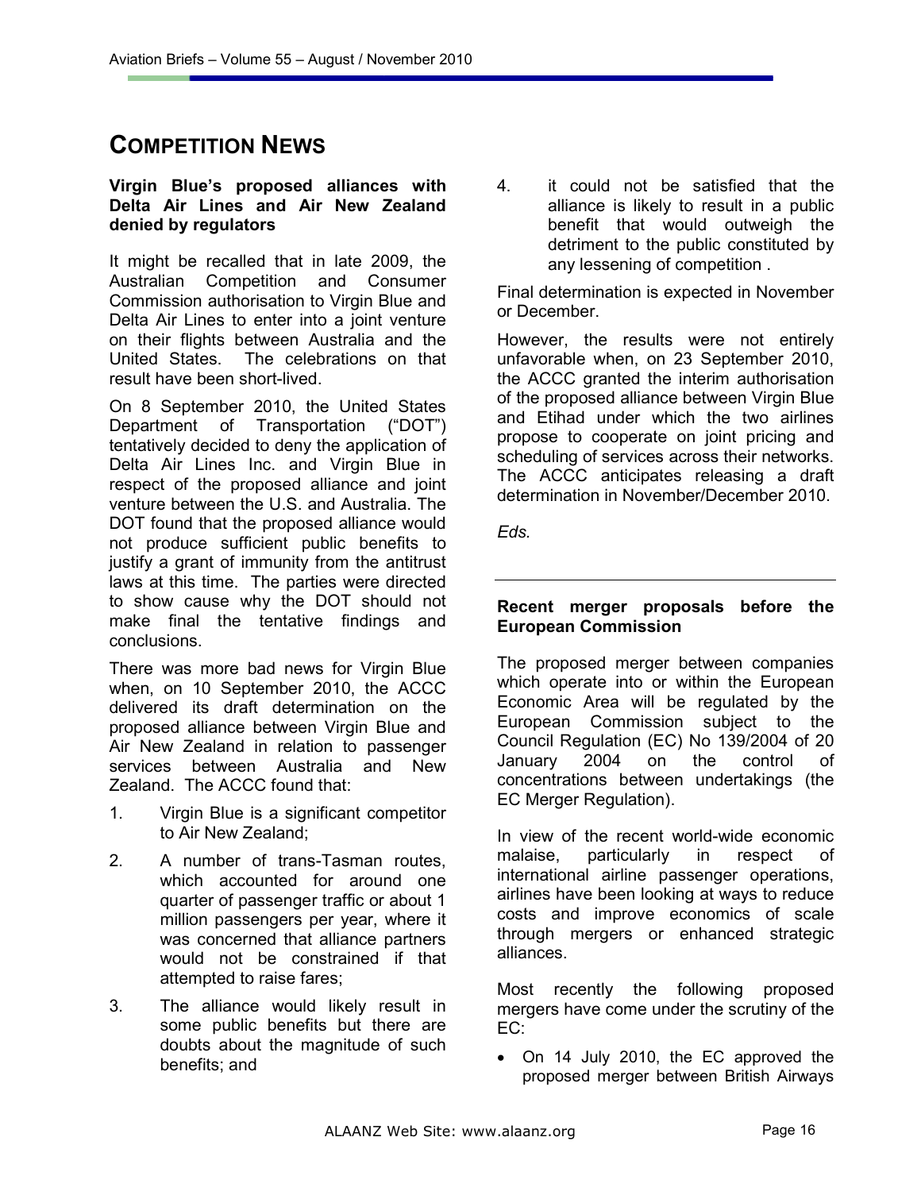# COMPETITION NEWS

**Virgin Blue's proposed alliances with Delta Air Lines and Air New Zealand denied by regulators**

It might be recalled that in late 2009, the Australian Competition and Consumer Commission authorisation to Virgin Blue and Delta Air Lines to enter into a joint venture on their flights between Australia and the United States. The celebrations on that result have been short-lived.

On 8 September 2010, the United States Department of Transportation ("DOT") tentatively decided to deny the application of Delta Air Lines Inc. and Virgin Blue in respect of the proposed alliance and joint venture between the U.S. and Australia. The DOT found that the proposed alliance would not produce sufficient public benefits to justify a grant of immunity from the antitrust laws at this time. The parties were directed to show cause why the DOT should not make final the tentative findings and conclusions.

There was more bad news for Virgin Blue when, on 10 September 2010, the ACCC delivered its draft determination on the proposed alliance between Virgin Blue and Air New Zealand in relation to passenger services between Australia and New Zealand. The ACCC found that:

1. Virgin Blue is a significant competitor to Air New Zealand;
2. A number of trans-Tasman routes, which accounted for around one quarter of passenger traffic or about 1 million passengers per year, where it was concerned that alliance partners would not be constrained if that attempted to raise fares;
3. The alliance would likely result in some public benefits but there are doubts about the magnitude of such benefits; and
4. it could not be satisfied that the alliance is likely to result in a public benefit that would outweigh the detriment to the public constituted by any lessening of competition .

Final determination is expected in November or December.

However, the results were not entirely unfavorable when, on 23 September 2010, the ACCC granted the interim authorisation of the proposed alliance between Virgin Blue and Etihad under which the two airlines propose to cooperate on joint pricing and scheduling of services across their networks. The ACCC anticipates releasing a draft determination in November/December 2010.

*Eds.*

---

**Recent merger proposals before the European Commission**

The proposed merger between companies which operate into or within the European Economic Area will be regulated by the European Commission subject to the Council Regulation (EC) No 139/2004 of 20 January 2004 on the control of concentrations between undertakings (the EC Merger Regulation).

In view of the recent world-wide economic malaise, particularly in respect of international airline passenger operations, airlines have been looking at ways to reduce costs and improve economics of scale through mergers or enhanced strategic alliances.

Most recently the following proposed mergers have come under the scrutiny of the EC:

- On 14 July 2010, the EC approved the proposed merger between British Airways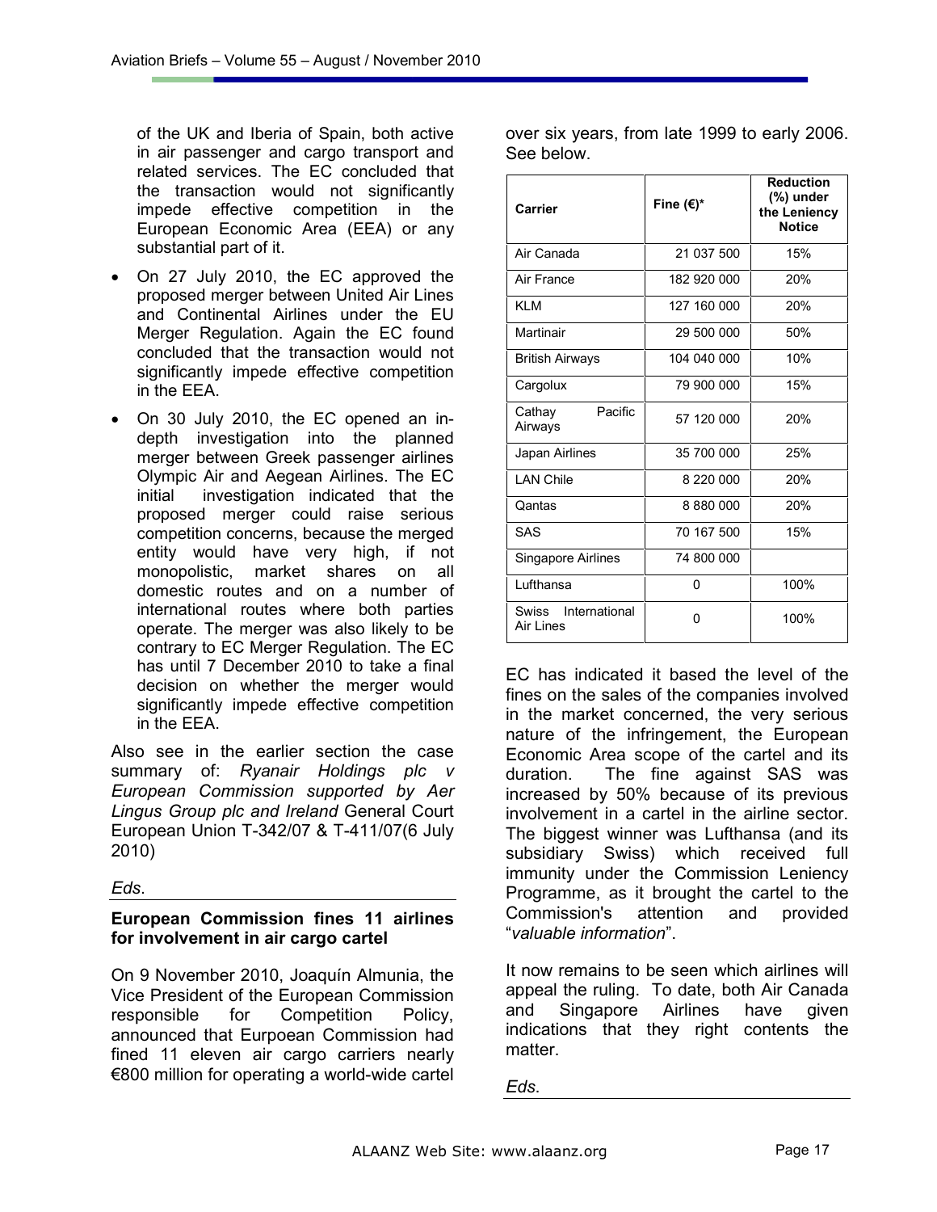of the UK and Iberia of Spain, both active in air passenger and cargo transport and related services. The EC concluded that the transaction would not significantly impede effective competition in the European Economic Area (EEA) or any substantial part of it.

- On 27 July 2010, the EC approved the proposed merger between United Air Lines and Continental Airlines under the EU Merger Regulation. Again the EC found concluded that the transaction would not significantly impede effective competition in the EEA.
- On 30 July 2010, the EC opened an in-depth investigation into the planned merger between Greek passenger airlines Olympic Air and Aegean Airlines. The EC initial investigation indicated that the proposed merger could raise serious competition concerns, because the merged entity would have very high, if not monopolistic, market shares on all domestic routes and on a number of international routes where both parties operate. The merger was also likely to be contrary to EC Merger Regulation. The EC has until 7 December 2010 to take a final decision on whether the merger would significantly impede effective competition in the EEA.

Also see in the earlier section the case summary of: *Ryanair Holdings plc v European Commission supported by Aer Lingus Group plc and Ireland* General Court European Union T-342/07 & T-411/07(6 July 2010)

*Eds*.

## European Commission fines 11 airlines for involvement in air cargo cartel

On 9 November 2010, Joaquín Almunia, the Vice President of the European Commission responsible for Competition Policy, announced that Eurpoean Commission had fined 11 eleven air cargo carriers nearly €800 million for operating a world-wide cartel over six years, from late 1999 to early 2006. See below.

| Carrier | Fine (€)* | Reduction (%) under the Leniency Notice |
|---|---|---|
| Air Canada | 21 037 500 | 15% |
| Air France | 182 920 000 | 20% |
| KLM | 127 160 000 | 20% |
| Martinair | 29 500 000 | 50% |
| British Airways | 104 040 000 | 10% |
| Cargolux | 79 900 000 | 15% |
| Cathay Pacific Airways | 57 120 000 | 20% |
| Japan Airlines | 35 700 000 | 25% |
| LAN Chile | 8 220 000 | 20% |
| Qantas | 8 880 000 | 20% |
| SAS | 70 167 500 | 15% |
| Singapore Airlines | 74 800 000 | |
| Lufthansa | 0 | 100% |
| Swiss International Air Lines | 0 | 100% |

EC has indicated it based the level of the fines on the sales of the companies involved in the market concerned, the very serious nature of the infringement, the European Economic Area scope of the cartel and its duration. The fine against SAS was increased by 50% because of its previous involvement in a cartel in the airline sector. The biggest winner was Lufthansa (and its subsidiary Swiss) which received full immunity under the Commission Leniency Programme, as it brought the cartel to the Commission's attention and provided "*valuable information*".

It now remains to be seen which airlines will appeal the ruling. To date, both Air Canada and Singapore Airlines have given indications that they right contents the matter.

*Eds*.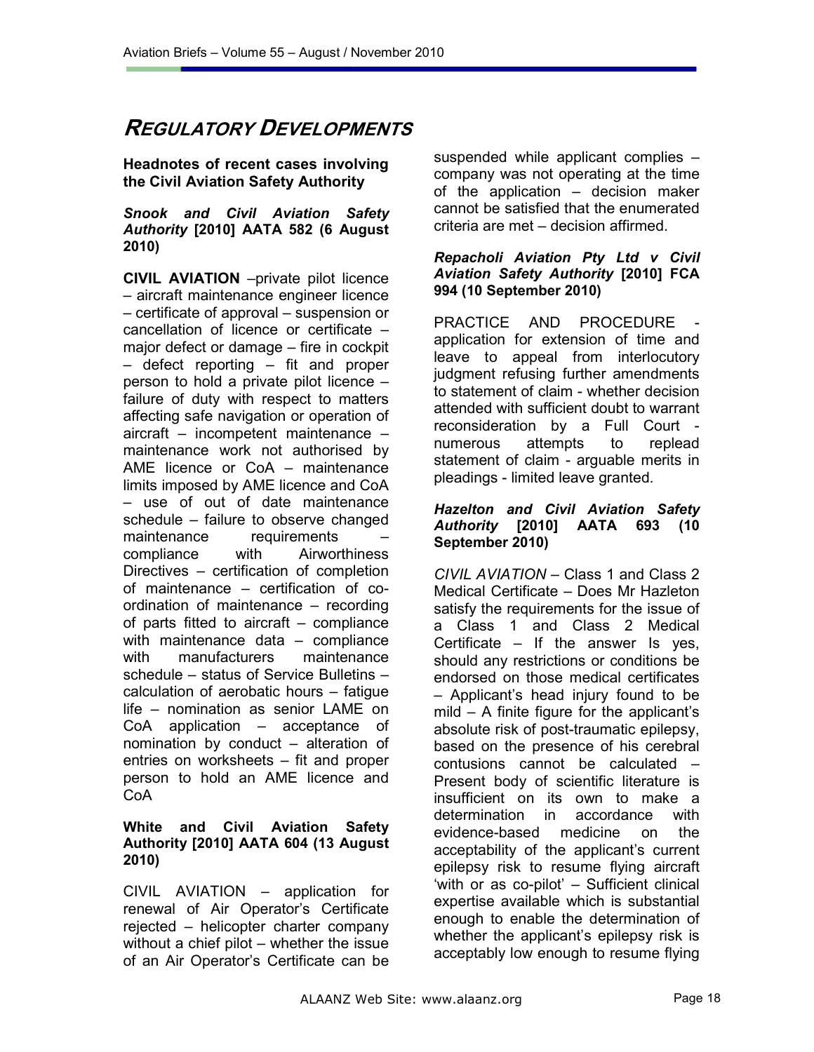# *REGULATORY DEVELOPMENTS*

**Headnotes of recent cases involving the Civil Aviation Safety Authority**

***Snook and Civil Aviation Safety Authority* [2010] AATA 582 (6 August 2010)**

**CIVIL AVIATION** –private pilot licence – aircraft maintenance engineer licence – certificate of approval – suspension or cancellation of licence or certificate – major defect or damage – fire in cockpit – defect reporting – fit and proper person to hold a private pilot licence – failure of duty with respect to matters affecting safe navigation or operation of aircraft – incompetent maintenance – maintenance work not authorised by AME licence or CoA – maintenance limits imposed by AME licence and CoA – use of out of date maintenance schedule – failure to observe changed maintenance requirements – compliance with Airworthiness Directives – certification of completion of maintenance – certification of co-ordination of maintenance – recording of parts fitted to aircraft – compliance with maintenance data – compliance with manufacturers maintenance schedule – status of Service Bulletins – calculation of aerobatic hours – fatigue life – nomination as senior LAME on CoA application – acceptance of nomination by conduct – alteration of entries on worksheets – fit and proper person to hold an AME licence and CoA

**White and Civil Aviation Safety Authority [2010] AATA 604 (13 August 2010)**

CIVIL AVIATION – application for renewal of Air Operator's Certificate rejected – helicopter charter company without a chief pilot – whether the issue of an Air Operator's Certificate can be suspended while applicant complies – company was not operating at the time of the application – decision maker cannot be satisfied that the enumerated criteria are met – decision affirmed.

***Repacholi Aviation Pty Ltd v Civil Aviation Safety Authority* [2010] FCA 994 (10 September 2010)**

PRACTICE AND PROCEDURE - application for extension of time and leave to appeal from interlocutory judgment refusing further amendments to statement of claim - whether decision attended with sufficient doubt to warrant reconsideration by a Full Court - numerous attempts to replead statement of claim - arguable merits in pleadings - limited leave granted.

***Hazelton and Civil Aviation Safety Authority* [2010] AATA 693 (10 September 2010)**

*CIVIL AVIATION* – Class 1 and Class 2 Medical Certificate – Does Mr Hazleton satisfy the requirements for the issue of a Class 1 and Class 2 Medical Certificate – If the answer Is yes, should any restrictions or conditions be endorsed on those medical certificates – Applicant's head injury found to be mild – A finite figure for the applicant's absolute risk of post-traumatic epilepsy, based on the presence of his cerebral contusions cannot be calculated – Present body of scientific literature is insufficient on its own to make a determination in accordance with evidence-based medicine on the acceptability of the applicant's current epilepsy risk to resume flying aircraft 'with or as co-pilot' – Sufficient clinical expertise available which is substantial enough to enable the determination of whether the applicant's epilepsy risk is acceptably low enough to resume flying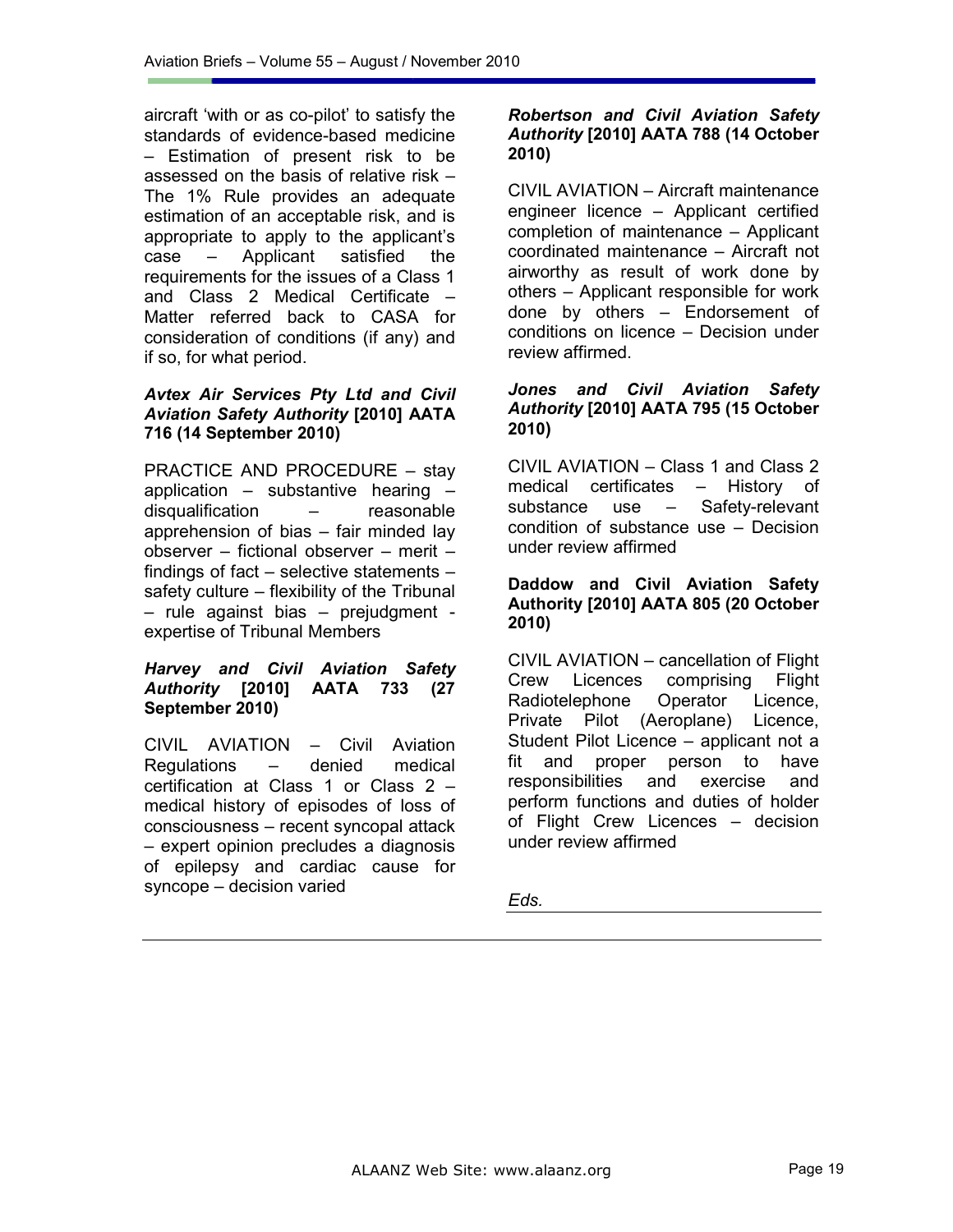aircraft 'with or as co-pilot' to satisfy the standards of evidence-based medicine – Estimation of present risk to be assessed on the basis of relative risk – The 1% Rule provides an adequate estimation of an acceptable risk, and is appropriate to apply to the applicant's case – Applicant satisfied the requirements for the issues of a Class 1 and Class 2 Medical Certificate – Matter referred back to CASA for consideration of conditions (if any) and if so, for what period.

***Avtex Air Services Pty Ltd and Civil Aviation Safety Authority* [2010] AATA 716 (14 September 2010)**

PRACTICE AND PROCEDURE – stay application – substantive hearing – disqualification – reasonable apprehension of bias – fair minded lay observer – fictional observer – merit – findings of fact – selective statements – safety culture – flexibility of the Tribunal – rule against bias – prejudgment - expertise of Tribunal Members

***Harvey and Civil Aviation Safety Authority* [2010] AATA 733 (27 September 2010)**

CIVIL AVIATION – Civil Aviation Regulations – denied medical certification at Class 1 or Class 2 – medical history of episodes of loss of consciousness – recent syncopal attack – expert opinion precludes a diagnosis of epilepsy and cardiac cause for syncope – decision varied

***Robertson and Civil Aviation Safety Authority* [2010] AATA 788 (14 October 2010)**

CIVIL AVIATION – Aircraft maintenance engineer licence – Applicant certified completion of maintenance – Applicant coordinated maintenance – Aircraft not airworthy as result of work done by others – Applicant responsible for work done by others – Endorsement of conditions on licence – Decision under review affirmed.

***Jones and Civil Aviation Safety Authority* [2010] AATA 795 (15 October 2010)**

CIVIL AVIATION – Class 1 and Class 2 medical certificates – History of substance use – Safety-relevant condition of substance use – Decision under review affirmed

**Daddow and Civil Aviation Safety Authority [2010] AATA 805 (20 October 2010)**

CIVIL AVIATION – cancellation of Flight Crew Licences comprising Flight Radiotelephone Operator Licence, Private Pilot (Aeroplane) Licence, Student Pilot Licence – applicant not a fit and proper person to have responsibilities and exercise and perform functions and duties of holder of Flight Crew Licences – decision under review affirmed

*Eds.*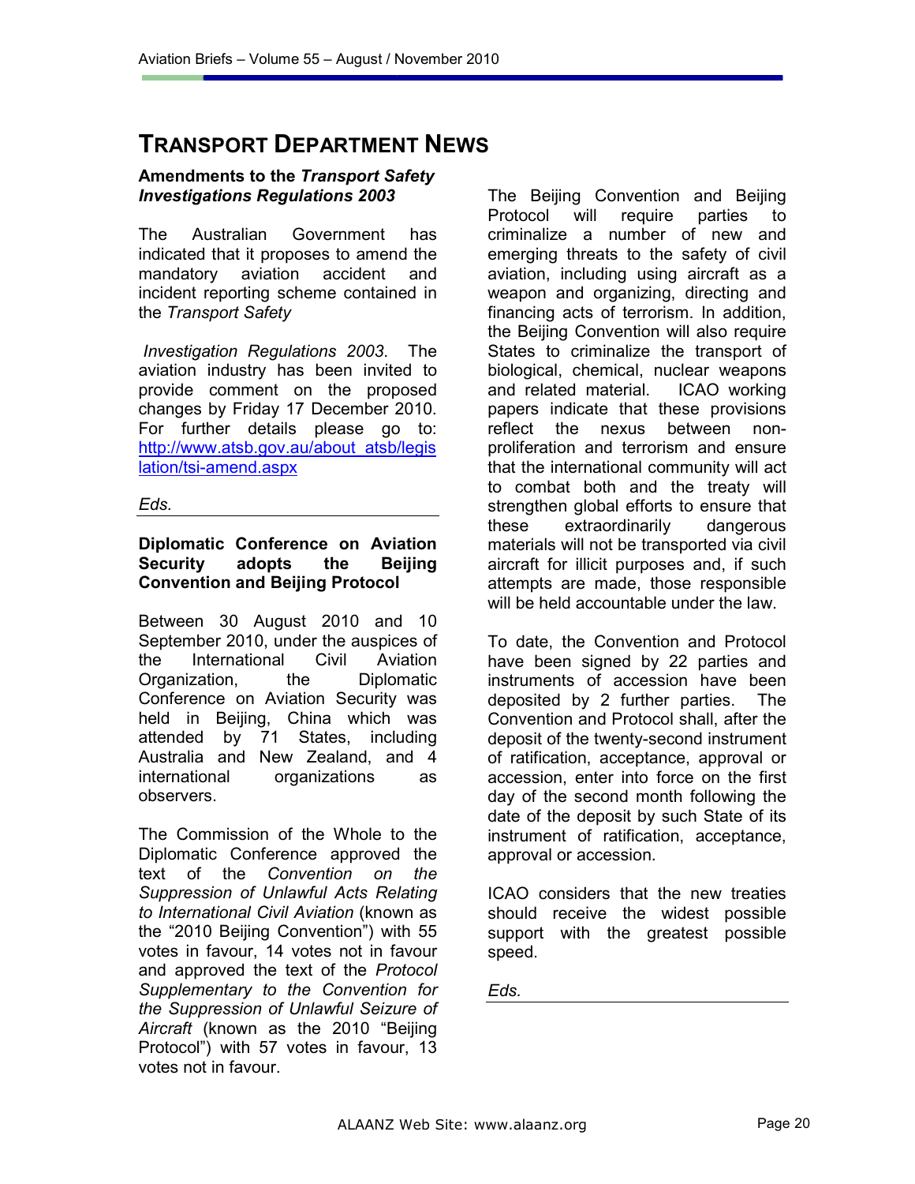# Transport Department News

**Amendments to the *Transport Safety Investigations Regulations 2003***

The Australian Government has indicated that it proposes to amend the mandatory aviation accident and incident reporting scheme contained in the *Transport Safety Investigation Regulations 2003*. The aviation industry has been invited to provide comment on the proposed changes by Friday 17 December 2010. For further details please go to: http://www.atsb.gov.au/about_atsb/legislation/tsi-amend.aspx

*Eds.*

---

**Diplomatic Conference on Aviation Security adopts the Beijing Convention and Beijing Protocol**

Between 30 August 2010 and 10 September 2010, under the auspices of the International Civil Aviation Organization, the Diplomatic Conference on Aviation Security was held in Beijing, China which was attended by 71 States, including Australia and New Zealand, and 4 international organizations as observers.

The Commission of the Whole to the Diplomatic Conference approved the text of the *Convention on the Suppression of Unlawful Acts Relating to International Civil Aviation* (known as the "2010 Beijing Convention") with 55 votes in favour, 14 votes not in favour and approved the text of the *Protocol Supplementary to the Convention for the Suppression of Unlawful Seizure of Aircraft* (known as the 2010 "Beijing Protocol") with 57 votes in favour, 13 votes not in favour.

The Beijing Convention and Beijing Protocol will require parties to criminalize a number of new and emerging threats to the safety of civil aviation, including using aircraft as a weapon and organizing, directing and financing acts of terrorism. In addition, the Beijing Convention will also require States to criminalize the transport of biological, chemical, nuclear weapons and related material. ICAO working papers indicate that these provisions reflect the nexus between non-proliferation and terrorism and ensure that the international community will act to combat both and the treaty will strengthen global efforts to ensure that these extraordinarily dangerous materials will not be transported via civil aircraft for illicit purposes and, if such attempts are made, those responsible will be held accountable under the law.

To date, the Convention and Protocol have been signed by 22 parties and instruments of accession have been deposited by 2 further parties. The Convention and Protocol shall, after the deposit of the twenty-second instrument of ratification, acceptance, approval or accession, enter into force on the first day of the second month following the date of the deposit by such State of its instrument of ratification, acceptance, approval or accession.

ICAO considers that the new treaties should receive the widest possible support with the greatest possible speed.

*Eds.*